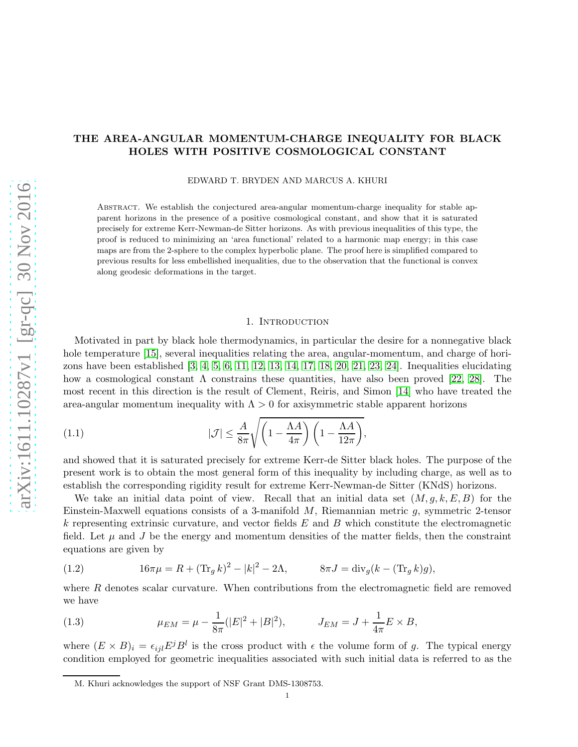# THE AREA-ANGULAR MOMENTUM-CHARGE INEQUALITY FOR BLACK HOLES WITH POSITIVE COSMOLOGICAL CONSTANT

EDWARD T. BRYDEN AND MARCUS A. KHURI

Abstract. We establish the conjectured area-angular momentum-charge inequality for stable apparent horizons in the presence of a positive cosmological constant, and show that it is saturated precisely for extreme Kerr-Newman-de Sitter horizons. As with previous inequalities of this type, the proof is reduced to minimizing an 'area functional' related to a harmonic map energy; in this case maps are from the 2-sphere to the complex hyperbolic plane. The proof here is simplified compared to previous results for less embellished inequalities, due to the observation that the functional is convex along geodesic deformations in the target.

## 1. Introduction

Motivated in part by black hole thermodynamics, in particular the desire for a nonnegative black hole temperature [15], several inequalities relating the area, angular-momentum, and charge of horizons have been established [3, 4, 5, 6, 11, 12, 13, 14, 17, 18, 20, 21, 23, 24]. Inequalities elucidating how a cosmological constant $\Lambda$ constrains these quantities, have also been proved [22, 28]. The most recent in this direction is the result of Clement, Reiris, and Simon [14] who have treated the area-angular momentum inequality with $\Lambda > 0$ for axisymmetric stable apparent horizons

$$|\mathcal{J}| \leq \frac{A}{8\pi}\sqrt{\left(1-\frac{\Lambda A}{4\pi}\right)\left(1-\frac{\Lambda A}{12\pi}\right)}, \tag{1.1}$$

and showed that it is saturated precisely for extreme Kerr-de Sitter black holes. The purpose of the present work is to obtain the most general form of this inequality by including charge, as well as to establish the corresponding rigidity result for extreme Kerr-Newman-de Sitter (KNdS) horizons.

We take an initial data point of view. Recall that an initial data set $(M, g, k, E, B)$ for the Einstein-Maxwell equations consists of a 3-manifold $M$, Riemannian metric $g$, symmetric 2-tensor $k$ representing extrinsic curvature, and vector fields $E$ and $B$ which constitute the electromagnetic field. Let $\mu$ and $J$ be the energy and momentum densities of the matter fields, then the constraint equations are given by

$$16\pi\mu = R + (\mathrm{Tr}_g\, k)^2 - |k|^2 - 2\Lambda, \qquad 8\pi J = \mathrm{div}_g(k - (\mathrm{Tr}_g\, k)g), \tag{1.2}$$

where $R$ denotes scalar curvature. When contributions from the electromagnetic field are removed we have

$$\mu_{EM} = \mu - \frac{1}{8\pi}(|E|^2 + |B|^2), \qquad J_{EM} = J + \frac{1}{4\pi}E \times B, \tag{1.3}$$

where $(E \times B)_i = \epsilon_{ijl}E^j B^l$ is the cross product with $\epsilon$ the volume form of $g$. The typical energy condition employed for geometric inequalities associated with such initial data is referred to as the

M. Khuri acknowledges the support of NSF Grant DMS-1308753.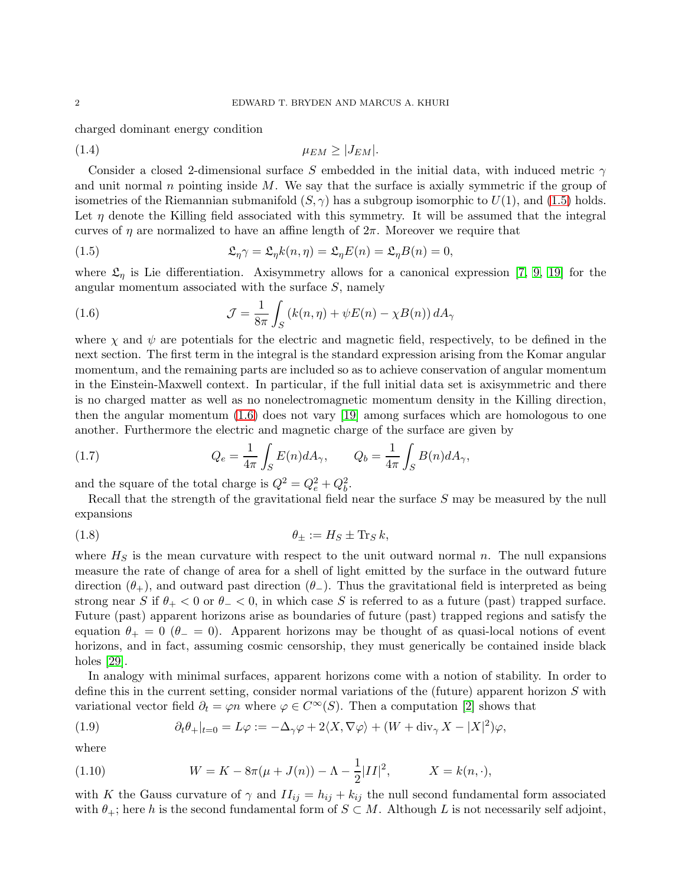charged dominant energy condition

$$\mu_{EM} \geq |J_{EM}|. \tag{1.4}$$

Consider a closed 2-dimensional surface $S$ embedded in the initial data, with induced metric $\gamma$ and unit normal $n$ pointing inside $M$. We say that the surface is axially symmetric if the group of isometries of the Riemannian submanifold $(S, \gamma)$ has a subgroup isomorphic to $U(1)$, and (1.5) holds. Let $\eta$ denote the Killing field associated with this symmetry. It will be assumed that the integral curves of $\eta$ are normalized to have an affine length of $2\pi$. Moreover we require that

$$\mathfrak{L}_\eta \gamma = \mathfrak{L}_\eta k(n, \eta) = \mathfrak{L}_\eta E(n) = \mathfrak{L}_\eta B(n) = 0, \tag{1.5}$$

where $\mathfrak{L}_\eta$ is Lie differentiation. Axisymmetry allows for a canonical expression [7, 9, 19] for the angular momentum associated with the surface $S$, namely

$$\mathcal{J} = \frac{1}{8\pi} \int_S \left( k(n, \eta) + \psi E(n) - \chi B(n) \right) dA_\gamma \tag{1.6}$$

where $\chi$ and $\psi$ are potentials for the electric and magnetic field, respectively, to be defined in the next section. The first term in the integral is the standard expression arising from the Komar angular momentum, and the remaining parts are included so as to achieve conservation of angular momentum in the Einstein-Maxwell context. In particular, if the full initial data set is axisymmetric and there is no charged matter as well as no nonelectromagnetic momentum density in the Killing direction, then the angular momentum (1.6) does not vary [19] among surfaces which are homologous to one another. Furthermore the electric and magnetic charge of the surface are given by

$$Q_e = \frac{1}{4\pi} \int_S E(n) dA_\gamma, \qquad Q_b = \frac{1}{4\pi} \int_S B(n) dA_\gamma, \tag{1.7}$$

and the square of the total charge is $Q^2 = Q_e^2 + Q_b^2$.

Recall that the strength of the gravitational field near the surface $S$ may be measured by the null expansions

$$\theta_\pm := H_S \pm \operatorname{Tr}_S k, \tag{1.8}$$

where $H_S$ is the mean curvature with respect to the unit outward normal $n$. The null expansions measure the rate of change of area for a shell of light emitted by the surface in the outward future direction ($\theta_+$), and outward past direction ($\theta_-$). Thus the gravitational field is interpreted as being strong near $S$ if $\theta_+ < 0$ or $\theta_- < 0$, in which case $S$ is referred to as a future (past) trapped surface. Future (past) apparent horizons arise as boundaries of future (past) trapped regions and satisfy the equation $\theta_+ = 0$ ($\theta_- = 0$). Apparent horizons may be thought of as quasi-local notions of event horizons, and in fact, assuming cosmic censorship, they must generically be contained inside black holes [29].

In analogy with minimal surfaces, apparent horizons come with a notion of stability. In order to define this in the current setting, consider normal variations of the (future) apparent horizon $S$ with variational vector field $\partial_t = \varphi n$ where $\varphi \in C^\infty(S)$. Then a computation [2] shows that

$$\partial_t \theta_+|_{t=0} = L\varphi := -\Delta_\gamma \varphi + 2\langle X, \nabla\varphi \rangle + (W + \operatorname{div}_\gamma X - |X|^2)\varphi, \tag{1.9}$$

where

$$W = K - 8\pi(\mu + J(n)) - \Lambda - \frac{1}{2}|II|^2, \qquad X = k(n, \cdot), \tag{1.10}$$

with $K$ the Gauss curvature of $\gamma$ and $II_{ij} = h_{ij} + k_{ij}$ the null second fundamental form associated with $\theta_+$; here $h$ is the second fundamental form of $S \subset M$. Although $L$ is not necessarily self adjoint,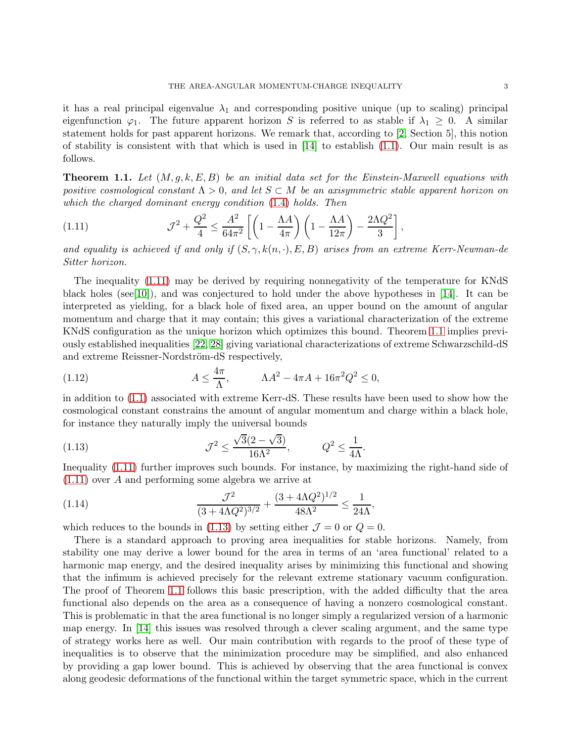it has a real principal eigenvalue $\lambda_1$ and corresponding positive unique (up to scaling) principal eigenfunction $\varphi_1$. The future apparent horizon $S$ is referred to as stable if $\lambda_1 \geq 0$. A similar statement holds for past apparent horizons. We remark that, according to [2, Section 5], this notion of stability is consistent with that which is used in [14] to establish (1.1). Our main result is as follows.

**Theorem 1.1.** *Let $(M, g, k, E, B)$ be an initial data set for the Einstein-Maxwell equations with positive cosmological constant $\Lambda > 0$, and let $S \subset M$ be an axisymmetric stable apparent horizon on which the charged dominant energy condition (1.4) holds. Then*

$$\mathcal{J}^2 + \frac{Q^2}{4} \leq \frac{A^2}{64\pi^2}\left[\left(1 - \frac{\Lambda A}{4\pi}\right)\left(1 - \frac{\Lambda A}{12\pi}\right) - \frac{2\Lambda Q^2}{3}\right], \tag{1.11}$$

*and equality is achieved if and only if $(S, \gamma, k(n, \cdot), E, B)$ arises from an extreme Kerr-Newman-de Sitter horizon.*

The inequality (1.11) may be derived by requiring nonnegativity of the temperature for KNdS black holes (see[10]), and was conjectured to hold under the above hypotheses in [14]. It can be interpreted as yielding, for a black hole of fixed area, an upper bound on the amount of angular momentum and charge that it may contain; this gives a variational characterization of the extreme KNdS configuration as the unique horizon which optimizes this bound. Theorem 1.1 implies previously established inequalities [22, 28] giving variational characterizations of extreme Schwarzschild-dS and extreme Reissner-Nordström-dS respectively,

$$A \leq \frac{4\pi}{\Lambda}, \qquad \Lambda A^2 - 4\pi A + 16\pi^2 Q^2 \leq 0, \tag{1.12}$$

in addition to (1.1) associated with extreme Kerr-dS. These results have been used to show how the cosmological constant constrains the amount of angular momentum and charge within a black hole, for instance they naturally imply the universal bounds

$$\mathcal{J}^2 \leq \frac{\sqrt{3}(2 - \sqrt{3})}{16\Lambda^2}, \qquad Q^2 \leq \frac{1}{4\Lambda}. \tag{1.13}$$

Inequality (1.11) further improves such bounds. For instance, by maximizing the right-hand side of (1.11) over $A$ and performing some algebra we arrive at

$$\frac{\mathcal{J}^2}{(3 + 4\Lambda Q^2)^{3/2}} + \frac{(3 + 4\Lambda Q^2)^{1/2}}{48\Lambda^2} \leq \frac{1}{24\Lambda}, \tag{1.14}$$

which reduces to the bounds in (1.13) by setting either $\mathcal{J} = 0$ or $Q = 0$.

There is a standard approach to proving area inequalities for stable horizons. Namely, from stability one may derive a lower bound for the area in terms of an 'area functional' related to a harmonic map energy, and the desired inequality arises by minimizing this functional and showing that the infimum is achieved precisely for the relevant extreme stationary vacuum configuration. The proof of Theorem 1.1 follows this basic prescription, with the added difficulty that the area functional also depends on the area as a consequence of having a nonzero cosmological constant. This is problematic in that the area functional is no longer simply a regularized version of a harmonic map energy. In [14] this issues was resolved through a clever scaling argument, and the same type of strategy works here as well. Our main contribution with regards to the proof of these type of inequalities is to observe that the minimization procedure may be simplified, and also enhanced by providing a gap lower bound. This is achieved by observing that the area functional is convex along geodesic deformations of the functional within the target symmetric space, which in the current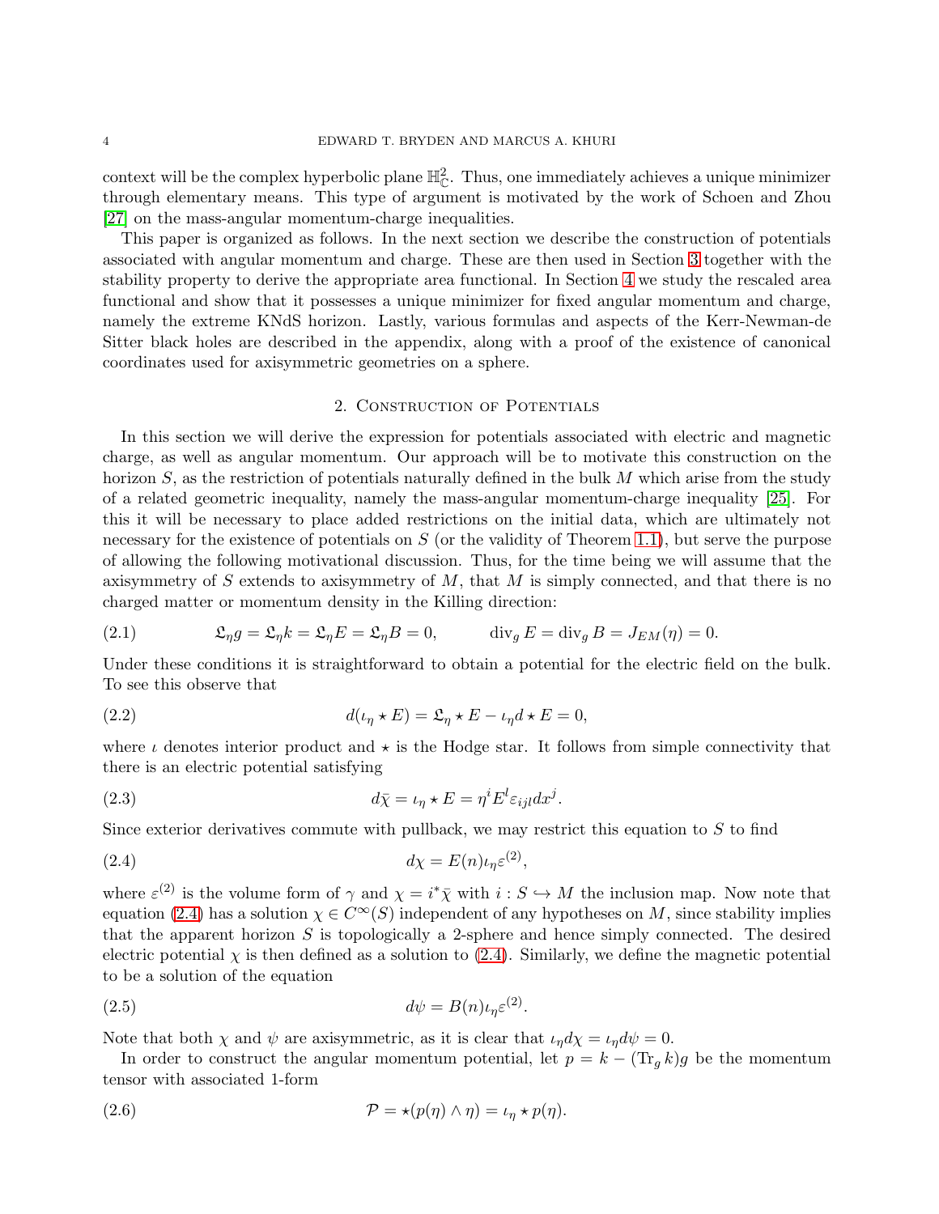context will be the complex hyperbolic plane $\mathbb{H}^2_{\mathbb{C}}$. Thus, one immediately achieves a unique minimizer through elementary means. This type of argument is motivated by the work of Schoen and Zhou [27] on the mass-angular momentum-charge inequalities.

This paper is organized as follows. In the next section we describe the construction of potentials associated with angular momentum and charge. These are then used in Section 3 together with the stability property to derive the appropriate area functional. In Section 4 we study the rescaled area functional and show that it possesses a unique minimizer for fixed angular momentum and charge, namely the extreme KNdS horizon. Lastly, various formulas and aspects of the Kerr-Newman-de Sitter black holes are described in the appendix, along with a proof of the existence of canonical coordinates used for axisymmetric geometries on a sphere.

## 2. Construction of Potentials

In this section we will derive the expression for potentials associated with electric and magnetic charge, as well as angular momentum. Our approach will be to motivate this construction on the horizon $S$, as the restriction of potentials naturally defined in the bulk $M$ which arise from the study of a related geometric inequality, namely the mass-angular momentum-charge inequality [25]. For this it will be necessary to place added restrictions on the initial data, which are ultimately not necessary for the existence of potentials on $S$ (or the validity of Theorem 1.1), but serve the purpose of allowing the following motivational discussion. Thus, for the time being we will assume that the axisymmetry of $S$ extends to axisymmetry of $M$, that $M$ is simply connected, and that there is no charged matter or momentum density in the Killing direction:

$$\mathfrak{L}_\eta g = \mathfrak{L}_\eta k = \mathfrak{L}_\eta E = \mathfrak{L}_\eta B = 0, \qquad \operatorname{div}_g E = \operatorname{div}_g B = J_{EM}(\eta) = 0. \tag{2.1}$$

Under these conditions it is straightforward to obtain a potential for the electric field on the bulk. To see this observe that

$$d(\iota_\eta \star E) = \mathfrak{L}_\eta \star E - \iota_\eta d \star E = 0, \tag{2.2}$$

where $\iota$ denotes interior product and $\star$ is the Hodge star. It follows from simple connectivity that there is an electric potential satisfying

$$d\bar{\chi} = \iota_\eta \star E = \eta^i E^l \varepsilon_{ijl} dx^j. \tag{2.3}$$

Since exterior derivatives commute with pullback, we may restrict this equation to $S$ to find

$$d\chi = E(n)\iota_\eta \varepsilon^{(2)}, \tag{2.4}$$

where $\varepsilon^{(2)}$ is the volume form of $\gamma$ and $\chi = i^*\bar{\chi}$ with $i : S \hookrightarrow M$ the inclusion map. Now note that equation (2.4) has a solution $\chi \in C^\infty(S)$ independent of any hypotheses on $M$, since stability implies that the apparent horizon $S$ is topologically a 2-sphere and hence simply connected. The desired electric potential $\chi$ is then defined as a solution to (2.4). Similarly, we define the magnetic potential to be a solution of the equation

$$d\psi = B(n)\iota_\eta \varepsilon^{(2)}. \tag{2.5}$$

Note that both $\chi$ and $\psi$ are axisymmetric, as it is clear that $\iota_\eta d\chi = \iota_\eta d\psi = 0$.

In order to construct the angular momentum potential, let $p = k - (\mathrm{Tr}_g\, k)g$ be the momentum tensor with associated 1-form

$$\mathcal{P} = \star(p(\eta) \wedge \eta) = \iota_\eta \star p(\eta). \tag{2.6}$$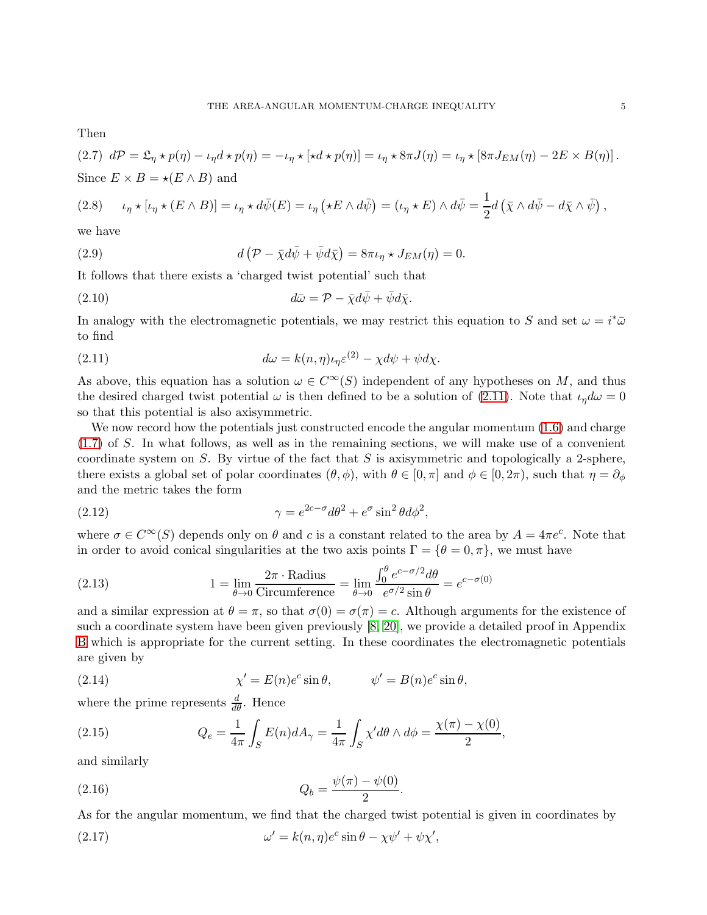Then

$$
\text{(2.7)}\quad d\mathcal{P} = \mathfrak{L}_\eta \star p(\eta) - \iota_\eta d \star p(\eta) = -\iota_\eta \star [\star d \star p(\eta)] = \iota_\eta \star 8\pi J(\eta) = \iota_\eta \star [8\pi J_{EM}(\eta) - 2E \times B(\eta)] .
$$

Since $E \times B = \star(E \wedge B)$ and

$$
\text{(2.8)}\qquad \iota_\eta \star [\iota_\eta \star (E \wedge B)] = \iota_\eta \star d\bar{\psi}(E) = \iota_\eta \left(\star E \wedge d\bar{\psi}\right) = (\iota_\eta \star E) \wedge d\bar{\psi} = \frac{1}{2} d\left(\bar{\chi} \wedge d\bar{\psi} - d\bar{\chi} \wedge \bar{\psi}\right),
$$

we have

$$
d\left(\mathcal{P} - \bar{\chi} d\bar{\psi} + \bar{\psi} d\bar{\chi}\right) = 8\pi \iota_\eta \star J_{EM}(\eta) = 0. \tag{2.9}
$$

It follows that there exists a 'charged twist potential' such that

$$
d\bar{\omega} = \mathcal{P} - \bar{\chi} d\bar{\psi} + \bar{\psi} d\bar{\chi}. \tag{2.10}
$$

In analogy with the electromagnetic potentials, we may restrict this equation to $S$ and set $\omega = i^*\bar{\omega}$ to find

$$
d\omega = k(n,\eta)\iota_\eta \varepsilon^{(2)} - \chi d\psi + \psi d\chi. \tag{2.11}
$$

As above, this equation has a solution $\omega \in C^\infty(S)$ independent of any hypotheses on $M$, and thus the desired charged twist potential $\omega$ is then defined to be a solution of (2.11). Note that $\iota_\eta d\omega = 0$ so that this potential is also axisymmetric.

We now record how the potentials just constructed encode the angular momentum (1.6) and charge (1.7) of $S$. In what follows, as well as in the remaining sections, we will make use of a convenient coordinate system on $S$. By virtue of the fact that $S$ is axisymmetric and topologically a 2-sphere, there exists a global set of polar coordinates $(\theta, \phi)$, with $\theta \in [0, \pi]$ and $\phi \in [0, 2\pi)$, such that $\eta = \partial_\phi$ and the metric takes the form

$$
\gamma = e^{2c-\sigma} d\theta^2 + e^\sigma \sin^2\theta d\phi^2, \tag{2.12}
$$

where $\sigma \in C^\infty(S)$ depends only on $\theta$ and $c$ is a constant related to the area by $A = 4\pi e^c$. Note that in order to avoid conical singularities at the two axis points $\Gamma = \{\theta = 0, \pi\}$, we must have

$$
1 = \lim_{\theta\to 0} \frac{2\pi \cdot \text{Radius}}{\text{Circumference}} = \lim_{\theta \to 0} \frac{\int_0^\theta e^{c-\sigma/2} d\theta}{e^{\sigma/2}\sin\theta} = e^{c-\sigma(0)} \tag{2.13}
$$

and a similar expression at $\theta = \pi$, so that $\sigma(0) = \sigma(\pi) = c$. Although arguments for the existence of such a coordinate system have been given previously [8, 20], we provide a detailed proof in Appendix B which is appropriate for the current setting. In these coordinates the electromagnetic potentials are given by

$$
\chi' = E(n)e^c \sin\theta, \qquad \psi' = B(n)e^c\sin\theta, \tag{2.14}
$$

where the prime represents $\frac{d}{d\theta}$. Hence

$$
Q_e = \frac{1}{4\pi}\int_S E(n) dA_\gamma = \frac{1}{4\pi}\int_S \chi' d\theta \wedge d\phi = \frac{\chi(\pi) - \chi(0)}{2}, \tag{2.15}
$$

and similarly

$$
Q_b = \frac{\psi(\pi) - \psi(0)}{2}. \tag{2.16}
$$

As for the angular momentum, we find that the charged twist potential is given in coordinates by

$$
\omega' = k(n,\eta)e^c\sin\theta - \chi\psi' + \psi\chi', \tag{2.17}
$$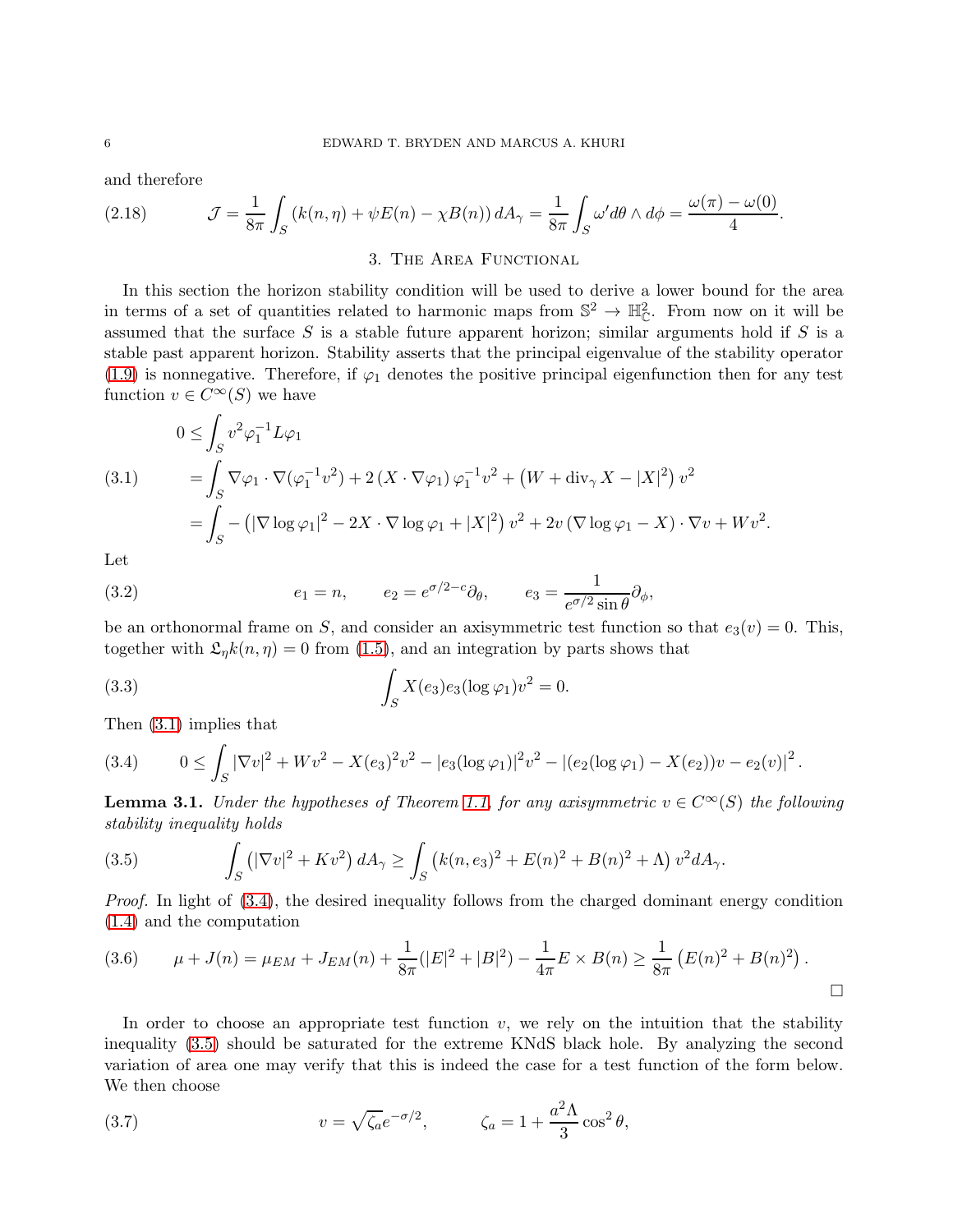and therefore

$$
\mathcal{J} = \frac{1}{8\pi}\int_S \left(k(n,\eta) + \psi E(n) - \chi B(n)\right) dA_\gamma = \frac{1}{8\pi}\int_S \omega' d\theta \wedge d\phi = \frac{\omega(\pi)-\omega(0)}{4}. \tag{2.18}
$$

## 3. The Area Functional

In this section the horizon stability condition will be used to derive a lower bound for the area in terms of a set of quantities related to harmonic maps from $\mathbb{S}^2 \to \mathbb{H}^2_{\mathbb{C}}$. From now on it will be assumed that the surface $S$ is a stable future apparent horizon; similar arguments hold if $S$ is a stable past apparent horizon. Stability asserts that the principal eigenvalue of the stability operator (1.9) is nonnegative. Therefore, if $\varphi_1$ denotes the positive principal eigenfunction then for any test function $v \in C^\infty(S)$ we have

$$
\begin{aligned}
0 &\leq \int_S v^2 \varphi_1^{-1} L\varphi_1 \\
&= \int_S \nabla\varphi_1 \cdot \nabla(\varphi_1^{-1}v^2) + 2\left(X\cdot\nabla\varphi_1\right)\varphi_1^{-1}v^2 + \left(W + \operatorname{div}_\gamma X - |X|^2\right)v^2 \\
&= \int_S -\left(|\nabla \log\varphi_1|^2 - 2X\cdot\nabla\log\varphi_1 + |X|^2\right)v^2 + 2v\left(\nabla\log\varphi_1 - X\right)\cdot\nabla v + Wv^2.
\end{aligned} \tag{3.1}
$$

Let

$$
e_1 = n, \qquad e_2 = e^{\sigma/2 - c}\partial_\theta, \qquad e_3 = \frac{1}{e^{\sigma/2}\sin\theta}\partial_\phi, \tag{3.2}
$$

be an orthonormal frame on $S$, and consider an axisymmetric test function so that $e_3(v) = 0$. This, together with $\mathfrak{L}_\eta k(n,\eta) = 0$ from (1.5), and an integration by parts shows that

$$
\int_S X(e_3)e_3(\log\varphi_1)v^2 = 0. \tag{3.3}
$$

Then (3.1) implies that

$$
0 \leq \int_S |\nabla v|^2 + Wv^2 - X(e_3)^2v^2 - |e_3(\log\varphi_1)|^2v^2 - |(e_2(\log\varphi_1) - X(e_2))v - e_2(v)|^2. \tag{3.4}
$$

**Lemma 3.1.** *Under the hypotheses of Theorem 1.1, for any axisymmetric $v \in C^\infty(S)$ the following stability inequality holds*

$$
\int_S \left(|\nabla v|^2 + Kv^2\right) dA_\gamma \geq \int_S \left(k(n,e_3)^2 + E(n)^2 + B(n)^2 + \Lambda\right) v^2 dA_\gamma. \tag{3.5}
$$

*Proof.* In light of (3.4), the desired inequality follows from the charged dominant energy condition (1.4) and the computation

$$
\mu + J(n) = \mu_{EM} + J_{EM}(n) + \frac{1}{8\pi}(|E|^2 + |B|^2) - \frac{1}{4\pi}E\times B(n) \geq \frac{1}{8\pi}\left(E(n)^2 + B(n)^2\right). \tag{3.6}
$$

□

In order to choose an appropriate test function $v$, we rely on the intuition that the stability inequality (3.5) should be saturated for the extreme KNdS black hole. By analyzing the second variation of area one may verify that this is indeed the case for a test function of the form below. We then choose

$$
v = \sqrt{\zeta_a}e^{-\sigma/2}, \qquad \zeta_a = 1 + \frac{a^2\Lambda}{3}\cos^2\theta, \tag{3.7}
$$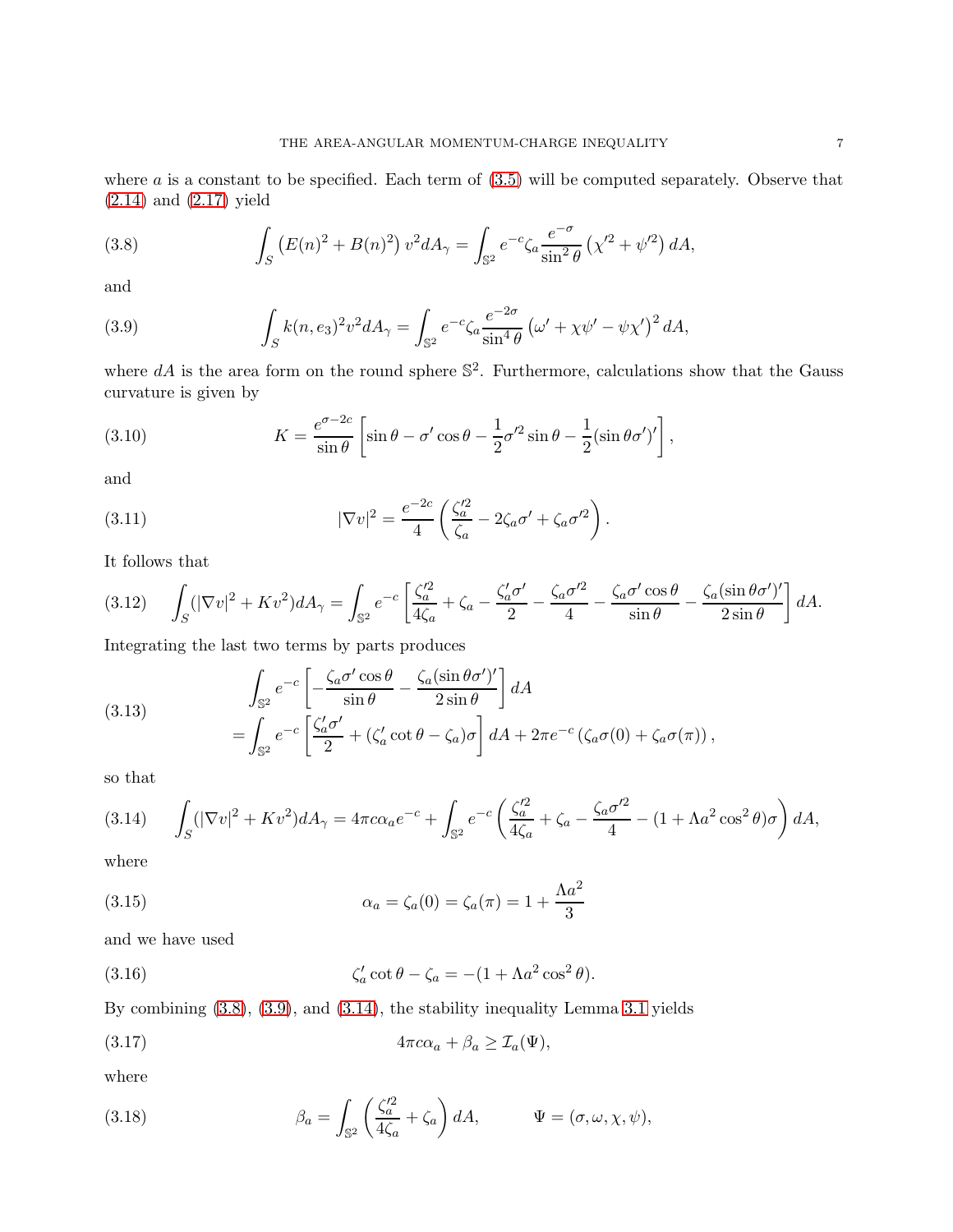where $a$ is a constant to be specified. Each term of (3.5) will be computed separately. Observe that (2.14) and (2.17) yield

$$\int_S \left(E(n)^2 + B(n)^2\right) v^2 dA_\gamma = \int_{\mathbb{S}^2} e^{-c}\zeta_a \frac{e^{-\sigma}}{\sin^2\theta}\left(\chi'^2 + \psi'^2\right) dA, \tag{3.8}$$

and

$$\int_S k(n,e_3)^2 v^2 dA_\gamma = \int_{\mathbb{S}^2} e^{-c}\zeta_a \frac{e^{-2\sigma}}{\sin^4\theta}\left(\omega' + \chi\psi' - \psi\chi'\right)^2 dA, \tag{3.9}$$

where $dA$ is the area form on the round sphere $\mathbb{S}^2$. Furthermore, calculations show that the Gauss curvature is given by

$$K = \frac{e^{\sigma-2c}}{\sin\theta}\left[\sin\theta - \sigma'\cos\theta - \frac{1}{2}\sigma'^2\sin\theta - \frac{1}{2}(\sin\theta\sigma')'\right], \tag{3.10}$$

and

$$|\nabla v|^2 = \frac{e^{-2c}}{4}\left(\frac{\zeta_a'^2}{\zeta_a} - 2\zeta_a\sigma' + \zeta_a\sigma'^2\right). \tag{3.11}$$

It follows that

$$\int_S (|\nabla v|^2 + Kv^2) dA_\gamma = \int_{\mathbb{S}^2} e^{-c}\left[\frac{\zeta_a'^2}{4\zeta_a} + \zeta_a - \frac{\zeta_a'\sigma'}{2} - \frac{\zeta_a\sigma'^2}{4} - \frac{\zeta_a\sigma'\cos\theta}{\sin\theta} - \frac{\zeta_a(\sin\theta\sigma')'}{2\sin\theta}\right] dA. \tag{3.12}$$

Integrating the last two terms by parts produces

$$\begin{aligned}
&\int_{\mathbb{S}^2} e^{-c}\left[-\frac{\zeta_a\sigma'\cos\theta}{\sin\theta} - \frac{\zeta_a(\sin\theta\sigma')'}{2\sin\theta}\right] dA \\
=&\int_{\mathbb{S}^2} e^{-c}\left[\frac{\zeta_a'\sigma'}{2} + (\zeta_a'\cot\theta - \zeta_a)\sigma\right] dA + 2\pi e^{-c}\left(\zeta_a\sigma(0) + \zeta_a\sigma(\pi)\right),
\end{aligned} \tag{3.13}$$

so that

$$\int_S (|\nabla v|^2 + Kv^2) dA_\gamma = 4\pi c\alpha_a e^{-c} + \int_{\mathbb{S}^2} e^{-c}\left(\frac{\zeta_a'^2}{4\zeta_a} + \zeta_a - \frac{\zeta_a\sigma'^2}{4} - (1 + \Lambda a^2\cos^2\theta)\sigma\right) dA, \tag{3.14}$$

where

$$\alpha_a = \zeta_a(0) = \zeta_a(\pi) = 1 + \frac{\Lambda a^2}{3} \tag{3.15}$$

and we have used

$$\zeta_a'\cot\theta - \zeta_a = -(1 + \Lambda a^2\cos^2\theta). \tag{3.16}$$

By combining (3.8), (3.9), and (3.14), the stability inequality Lemma 3.1 yields

$$4\pi c\alpha_a + \beta_a \geq \mathcal{I}_a(\Psi), \tag{3.17}$$

where

$$\beta_a = \int_{\mathbb{S}^2}\left(\frac{\zeta_a'^2}{4\zeta_a} + \zeta_a\right) dA, \qquad \Psi = (\sigma, \omega, \chi, \psi), \tag{3.18}$$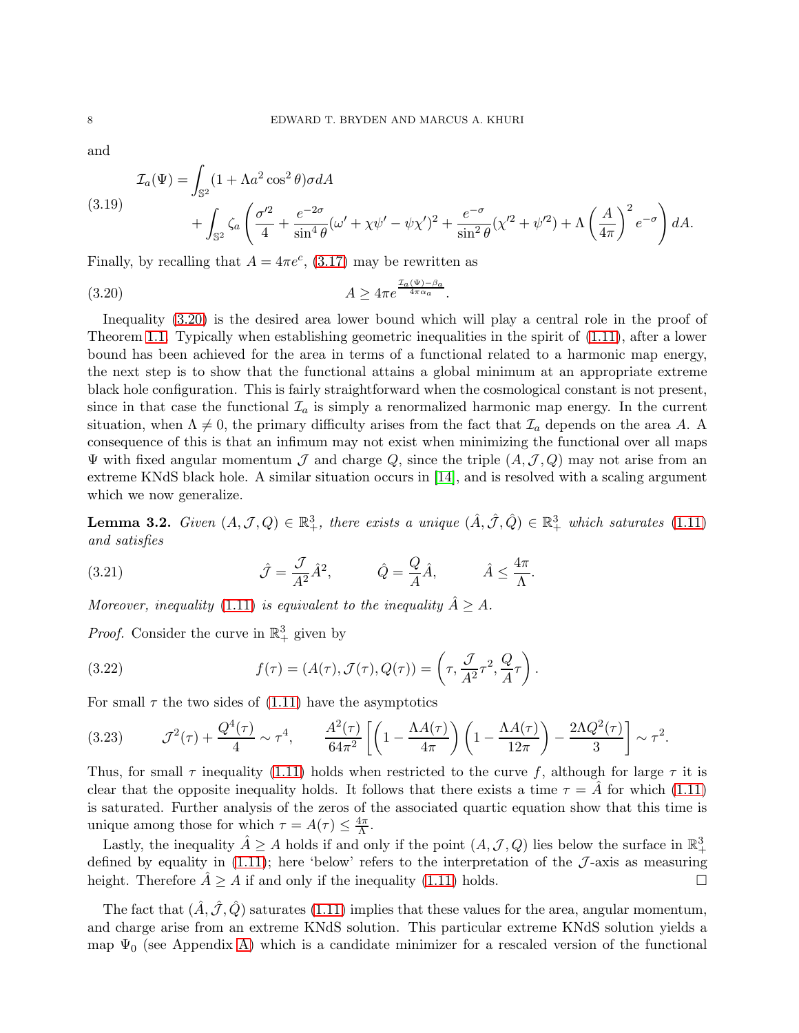and

$$
\begin{aligned}
\mathcal{I}_a(\Psi) =& \int_{\mathbb{S}^2} (1+\Lambda a^2 \cos^2\theta)\sigma dA \\
&+ \int_{\mathbb{S}^2} \zeta_a \left( \frac{\sigma'^2}{4} + \frac{e^{-2\sigma}}{\sin^4\theta}(\omega' + \chi\psi' - \psi\chi')^2 + \frac{e^{-\sigma}}{\sin^2\theta}(\chi'^2 + \psi'^2) + \Lambda \left(\frac{A}{4\pi}\right)^2 e^{-\sigma} \right) dA.
\end{aligned}
\tag{3.19}
$$

Finally, by recalling that $A = 4\pi e^c$, (3.17) may be rewritten as

$$
A \geq 4\pi e^{\frac{\mathcal{I}_a(\Psi) - \beta_a}{4\pi\alpha_a}}. \tag{3.20}
$$

Inequality (3.20) is the desired area lower bound which will play a central role in the proof of Theorem 1.1. Typically when establishing geometric inequalities in the spirit of (1.11), after a lower bound has been achieved for the area in terms of a functional related to a harmonic map energy, the next step is to show that the functional attains a global minimum at an appropriate extreme black hole configuration. This is fairly straightforward when the cosmological constant is not present, since in that case the functional $\mathcal{I}_a$ is simply a renormalized harmonic map energy. In the current situation, when $\Lambda \neq 0$, the primary difficulty arises from the fact that $\mathcal{I}_a$ depends on the area $A$. A consequence of this is that an infimum may not exist when minimizing the functional over all maps $\Psi$ with fixed angular momentum $\mathcal{J}$ and charge $Q$, since the triple $(A, \mathcal{J}, Q)$ may not arise from an extreme KNdS black hole. A similar situation occurs in [14], and is resolved with a scaling argument which we now generalize.

**Lemma 3.2.** *Given $(A, \mathcal{J}, Q) \in \mathbb{R}^3_+$, there exists a unique $(\hat{A}, \hat{\mathcal{J}}, \hat{Q}) \in \mathbb{R}^3_+$ which saturates (1.11) and satisfies*

$$
\hat{\mathcal{J}} = \frac{\mathcal{J}}{A^2}\hat{A}^2, \qquad \hat{Q} = \frac{Q}{A}\hat{A}, \qquad \hat{A} \leq \frac{4\pi}{\Lambda}. \tag{3.21}
$$

*Moreover, inequality (1.11) is equivalent to the inequality $\hat{A} \geq A$.*

*Proof.* Consider the curve in $\mathbb{R}^3_+$ given by

$$
f(\tau) = (A(\tau), \mathcal{J}(\tau), Q(\tau)) = \left(\tau, \frac{\mathcal{J}}{A^2}\tau^2, \frac{Q}{A}\tau\right). \tag{3.22}
$$

For small $\tau$ the two sides of (1.11) have the asymptotics

$$
\mathcal{J}^2(\tau) + \frac{Q^4(\tau)}{4} \sim \tau^4, \qquad \frac{A^2(\tau)}{64\pi^2}\left[\left(1 - \frac{\Lambda A(\tau)}{4\pi}\right)\left(1 - \frac{\Lambda A(\tau)}{12\pi}\right) - \frac{2\Lambda Q^2(\tau)}{3}\right] \sim \tau^2. \tag{3.23}
$$

Thus, for small $\tau$ inequality (1.11) holds when restricted to the curve $f$, although for large $\tau$ it is clear that the opposite inequality holds. It follows that there exists a time $\tau = \hat{A}$ for which (1.11) is saturated. Further analysis of the zeros of the associated quartic equation show that this time is unique among those for which $\tau = A(\tau) \leq \frac{4\pi}{\Lambda}$.

Lastly, the inequality $\hat{A} \geq A$ holds if and only if the point $(A, \mathcal{J}, Q)$ lies below the surface in $\mathbb{R}^3_+$ defined by equality in (1.11); here 'below' refers to the interpretation of the $\mathcal{J}$-axis as measuring height. Therefore $\hat{A} \geq A$ if and only if the inequality (1.11) holds. $\square$

The fact that $(\hat{A}, \hat{\mathcal{J}}, \hat{Q})$ saturates (1.11) implies that these values for the area, angular momentum, and charge arise from an extreme KNdS solution. This particular extreme KNdS solution yields a map $\Psi_0$ (see Appendix A) which is a candidate minimizer for a rescaled version of the functional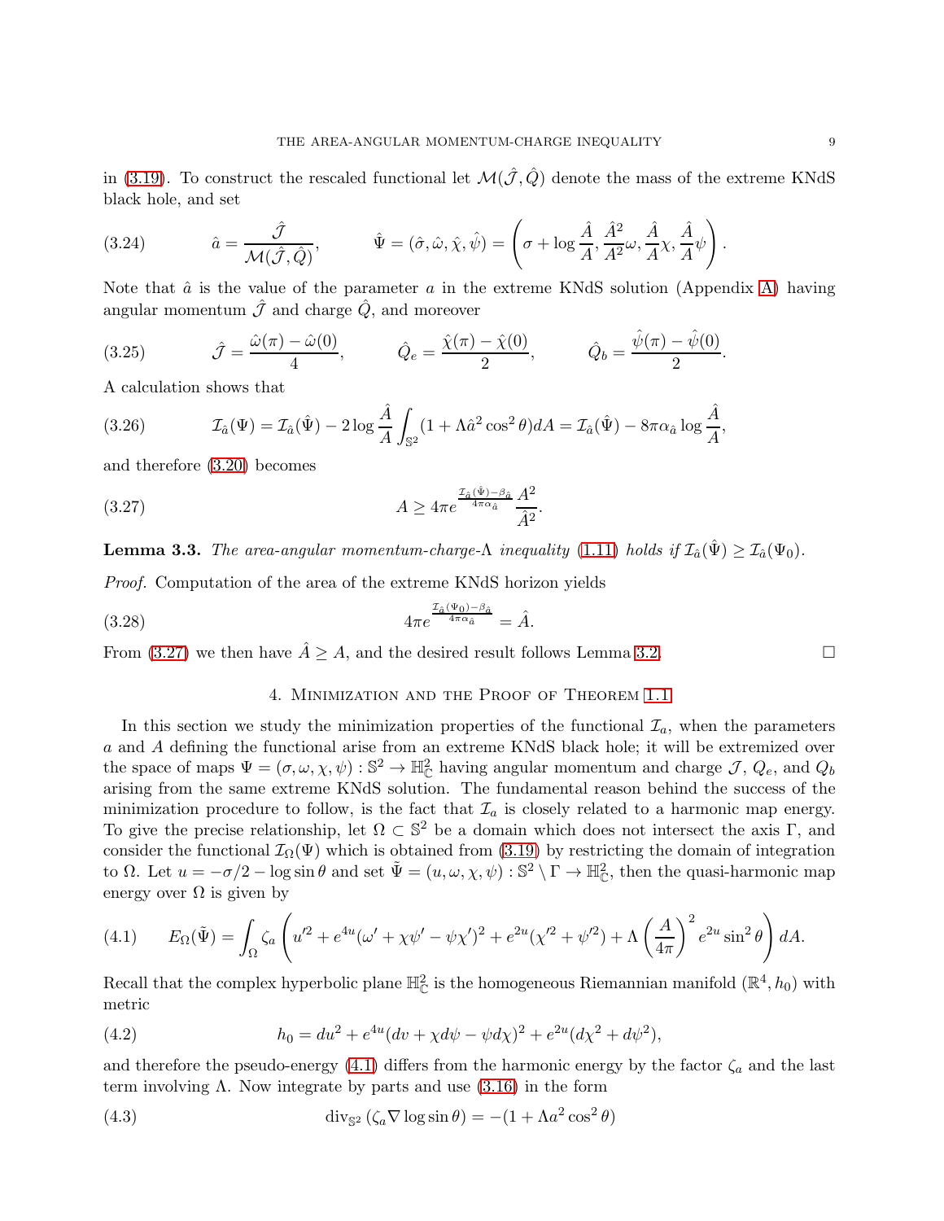in (3.19). To construct the rescaled functional let $\mathcal{M}(\hat{\mathcal{J}}, \hat{Q})$ denote the mass of the extreme KNdS black hole, and set

$$\hat{a} = \frac{\hat{\mathcal{J}}}{\mathcal{M}(\hat{\mathcal{J}}, \hat{Q})}, \qquad \hat{\Psi} = (\hat{\sigma}, \hat{\omega}, \hat{\chi}, \hat{\psi}) = \left(\sigma + \log\frac{\hat{A}}{A}, \frac{\hat{A}^2}{A^2}\omega, \frac{\hat{A}}{A}\chi, \frac{\hat{A}}{A}\psi\right). \tag{3.24}$$

Note that $\hat{a}$ is the value of the parameter $a$ in the extreme KNdS solution (Appendix A) having angular momentum $\hat{\mathcal{J}}$ and charge $\hat{Q}$, and moreover

$$\hat{\mathcal{J}} = \frac{\hat{\omega}(\pi) - \hat{\omega}(0)}{4}, \qquad \hat{Q}_e = \frac{\hat{\chi}(\pi) - \hat{\chi}(0)}{2}, \qquad \hat{Q}_b = \frac{\hat{\psi}(\pi) - \hat{\psi}(0)}{2}. \tag{3.25}$$

A calculation shows that

$$\mathcal{I}_{\hat{a}}(\Psi) = \mathcal{I}_{\hat{a}}(\hat{\Psi}) - 2\log\frac{\hat{A}}{A}\int_{\mathbb{S}^2}(1 + \Lambda\hat{a}^2\cos^2\theta)dA = \mathcal{I}_{\hat{a}}(\hat{\Psi}) - 8\pi\alpha_{\hat{a}}\log\frac{\hat{A}}{A}, \tag{3.26}$$

and therefore (3.20) becomes

$$A \geq 4\pi e^{\frac{\mathcal{I}_{\hat{a}}(\hat{\Psi}) - \beta_{\hat{a}}}{4\pi\alpha_{\hat{a}}}}\frac{A^2}{\hat{A}^2}. \tag{3.27}$$

**Lemma 3.3.** *The area-angular momentum-charge-$\Lambda$ inequality (1.11) holds if $\mathcal{I}_{\hat{a}}(\hat{\Psi}) \geq \mathcal{I}_{\hat{a}}(\Psi_0)$.*

*Proof.* Computation of the area of the extreme KNdS horizon yields

$$4\pi e^{\frac{\mathcal{I}_{\hat{a}}(\Psi_0) - \beta_{\hat{a}}}{4\pi\alpha_{\hat{a}}}} = \hat{A}. \tag{3.28}$$

From (3.27) we then have $\hat{A} \geq A$, and the desired result follows Lemma 3.2. $\square$

## 4. Minimization and the Proof of Theorem 1.1

In this section we study the minimization properties of the functional $\mathcal{I}_a$, when the parameters $a$ and $A$ defining the functional arise from an extreme KNdS black hole; it will be extremized over the space of maps $\Psi = (\sigma, \omega, \chi, \psi) : \mathbb{S}^2 \to \mathbb{H}^2_{\mathbb{C}}$ having angular momentum and charge $\mathcal{J}$, $Q_e$, and $Q_b$ arising from the same extreme KNdS solution. The fundamental reason behind the success of the minimization procedure to follow, is the fact that $\mathcal{I}_a$ is closely related to a harmonic map energy. To give the precise relationship, let $\Omega \subset \mathbb{S}^2$ be a domain which does not intersect the axis $\Gamma$, and consider the functional $\mathcal{I}_\Omega(\Psi)$ which is obtained from (3.19) by restricting the domain of integration to $\Omega$. Let $u = -\sigma/2 - \log\sin\theta$ and set $\tilde{\Psi} = (u, \omega, \chi, \psi) : \mathbb{S}^2 \setminus \Gamma \to \mathbb{H}^2_{\mathbb{C}}$, then the quasi-harmonic map energy over $\Omega$ is given by

$$E_\Omega(\tilde{\Psi}) = \int_\Omega \zeta_a\left(u'^2 + e^{4u}(\omega' + \chi\psi' - \psi\chi')^2 + e^{2u}(\chi'^2 + \psi'^2) + \Lambda\left(\frac{A}{4\pi}\right)^2 e^{2u}\sin^2\theta\right)dA. \tag{4.1}$$

Recall that the complex hyperbolic plane $\mathbb{H}^2_{\mathbb{C}}$ is the homogeneous Riemannian manifold $(\mathbb{R}^4, h_0)$ with metric

$$h_0 = du^2 + e^{4u}(dv + \chi d\psi - \psi d\chi)^2 + e^{2u}(d\chi^2 + d\psi^2), \tag{4.2}$$

and therefore the pseudo-energy (4.1) differs from the harmonic energy by the factor $\zeta_a$ and the last term involving $\Lambda$. Now integrate by parts and use (3.16) in the form

$$\mathrm{div}_{\mathbb{S}^2}(\zeta_a\nabla\log\sin\theta) = -(1 + \Lambda a^2\cos^2\theta) \tag{4.3}$$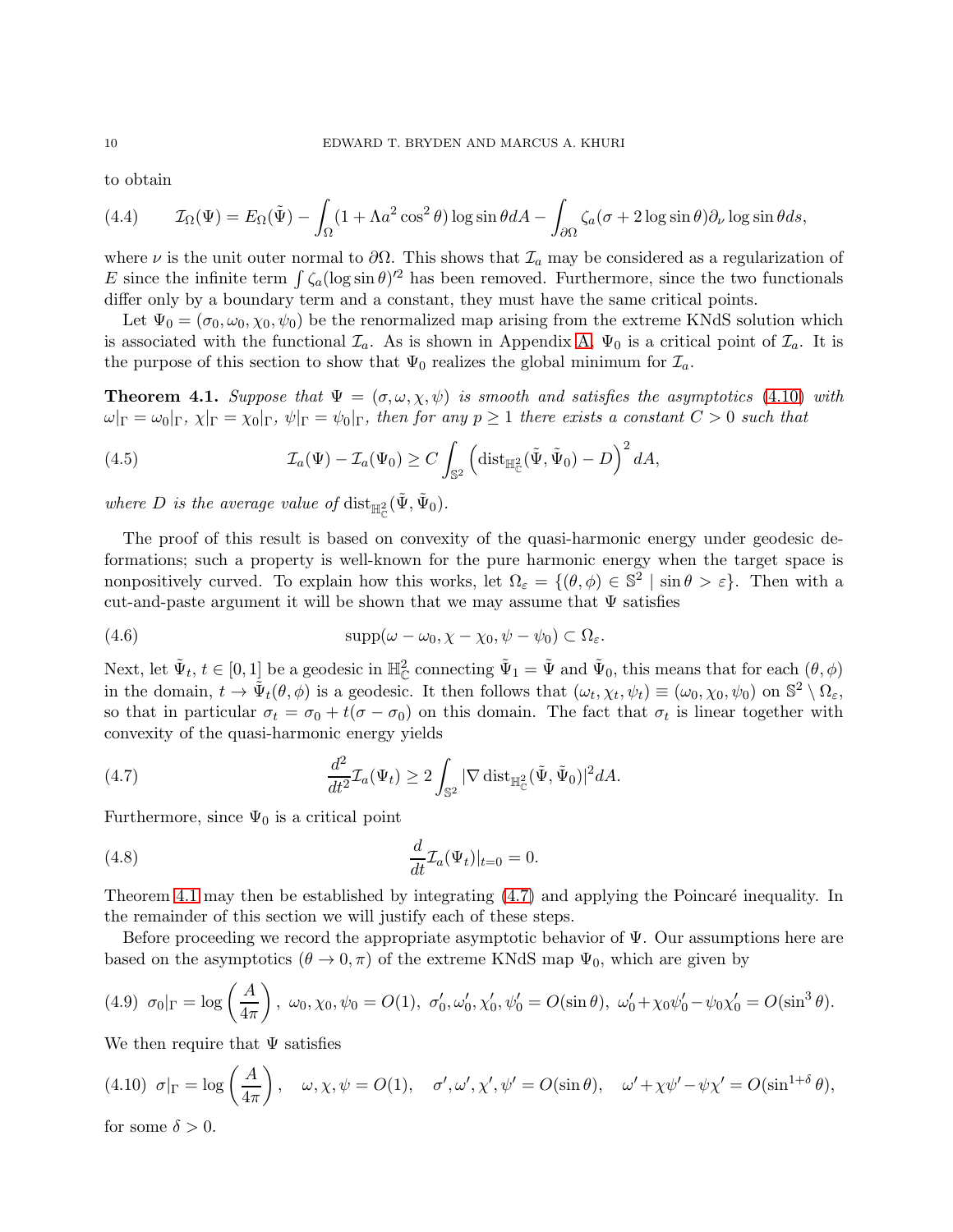to obtain

$$\mathcal{I}_\Omega(\Psi) = E_\Omega(\tilde{\Psi}) - \int_\Omega (1 + \Lambda a^2 \cos^2\theta) \log \sin\theta dA - \int_{\partial\Omega} \zeta_a(\sigma + 2\log\sin\theta)\partial_\nu \log\sin\theta ds, \tag{4.4}$$

where $\nu$ is the unit outer normal to $\partial\Omega$. This shows that $\mathcal{I}_a$ may be considered as a regularization of $E$ since the infinite term $\int \zeta_a (\log\sin\theta)'^2$ has been removed. Furthermore, since the two functionals differ only by a boundary term and a constant, they must have the same critical points.

Let $\Psi_0 = (\sigma_0, \omega_0, \chi_0, \psi_0)$ be the renormalized map arising from the extreme KNdS solution which is associated with the functional $\mathcal{I}_a$. As is shown in Appendix A, $\Psi_0$ is a critical point of $\mathcal{I}_a$. It is the purpose of this section to show that $\Psi_0$ realizes the global minimum for $\mathcal{I}_a$.

**Theorem 4.1.** *Suppose that $\Psi = (\sigma, \omega, \chi, \psi)$ is smooth and satisfies the asymptotics (4.10) with $\omega|_\Gamma = \omega_0|_\Gamma$, $\chi|_\Gamma = \chi_0|_\Gamma$, $\psi|_\Gamma = \psi_0|_\Gamma$, then for any $p \geq 1$ there exists a constant $C > 0$ such that*

$$\mathcal{I}_a(\Psi) - \mathcal{I}_a(\Psi_0) \geq C \int_{\mathbb{S}^2} \left( \mathrm{dist}_{\mathbb{H}^2_{\mathbb{C}}}(\tilde{\Psi}, \tilde{\Psi}_0) - D \right)^2 dA, \tag{4.5}$$

*where $D$ is the average value of $\mathrm{dist}_{\mathbb{H}^2_{\mathbb{C}}}(\tilde{\Psi}, \tilde{\Psi}_0)$.*

The proof of this result is based on convexity of the quasi-harmonic energy under geodesic deformations; such a property is well-known for the pure harmonic energy when the target space is nonpositively curved. To explain how this works, let $\Omega_\varepsilon = \{(\theta, \phi) \in \mathbb{S}^2 \mid \sin\theta > \varepsilon\}$. Then with a cut-and-paste argument it will be shown that we may assume that $\Psi$ satisfies

$$\mathrm{supp}(\omega - \omega_0, \chi - \chi_0, \psi - \psi_0) \subset \Omega_\varepsilon. \tag{4.6}$$

Next, let $\tilde{\Psi}_t$, $t \in [0,1]$ be a geodesic in $\mathbb{H}^2_{\mathbb{C}}$ connecting $\tilde{\Psi}_1 = \tilde{\Psi}$ and $\tilde{\Psi}_0$, this means that for each $(\theta, \phi)$ in the domain, $t \to \tilde{\Psi}_t(\theta, \phi)$ is a geodesic. It then follows that $(\omega_t, \chi_t, \psi_t) \equiv (\omega_0, \chi_0, \psi_0)$ on $\mathbb{S}^2 \setminus \Omega_\varepsilon$, so that in particular $\sigma_t = \sigma_0 + t(\sigma - \sigma_0)$ on this domain. The fact that $\sigma_t$ is linear together with convexity of the quasi-harmonic energy yields

$$\frac{d^2}{dt^2}\mathcal{I}_a(\Psi_t) \geq 2 \int_{\mathbb{S}^2} |\nabla \, \mathrm{dist}_{\mathbb{H}^2_{\mathbb{C}}}(\tilde{\Psi}, \tilde{\Psi}_0)|^2 dA. \tag{4.7}$$

Furthermore, since $\Psi_0$ is a critical point

$$\frac{d}{dt}\mathcal{I}_a(\Psi_t)|_{t=0} = 0. \tag{4.8}$$

Theorem 4.1 may then be established by integrating (4.7) and applying the Poincaré inequality. In the remainder of this section we will justify each of these steps.

Before proceeding we record the appropriate asymptotic behavior of $\Psi$. Our assumptions here are based on the asymptotics ($\theta \to 0, \pi$) of the extreme KNdS map $\Psi_0$, which are given by

$$\sigma_0|_\Gamma = \log\left(\frac{A}{4\pi}\right), \; \omega_0, \chi_0, \psi_0 = O(1), \; \sigma_0', \omega_0', \chi_0', \psi_0' = O(\sin\theta), \; \omega_0' + \chi_0\psi_0' - \psi_0\chi_0' = O(\sin^3\theta). \tag{4.9}$$

We then require that $\Psi$ satisfies

$$\sigma|_\Gamma = \log\left(\frac{A}{4\pi}\right), \quad \omega, \chi, \psi = O(1), \quad \sigma', \omega', \chi', \psi' = O(\sin\theta), \quad \omega' + \chi\psi' - \psi\chi' = O(\sin^{1+\delta}\theta), \tag{4.10}$$

for some $\delta > 0$.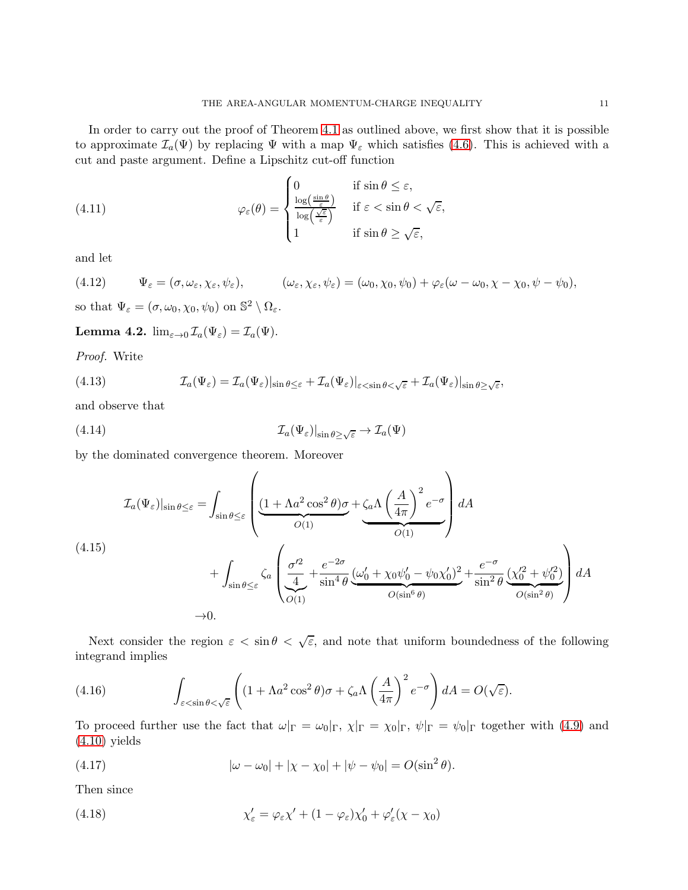In order to carry out the proof of Theorem 4.1 as outlined above, we first show that it is possible to approximate $\mathcal{I}_a(\Psi)$ by replacing $\Psi$ with a map $\Psi_\varepsilon$ which satisfies (4.6). This is achieved with a cut and paste argument. Define a Lipschitz cut-off function

$$
\varphi_\varepsilon(\theta) = \begin{cases} 0 & \text{if } \sin\theta \leq \varepsilon, \\ \frac{\log\left(\frac{\sin\theta}{\varepsilon}\right)}{\log\left(\frac{\sqrt{\varepsilon}}{\varepsilon}\right)} & \text{if } \varepsilon < \sin\theta < \sqrt{\varepsilon}, \\ 1 & \text{if } \sin\theta \geq \sqrt{\varepsilon}, \end{cases} \tag{4.11}
$$

and let

$$
\Psi_\varepsilon = (\sigma, \omega_\varepsilon, \chi_\varepsilon, \psi_\varepsilon), \qquad (\omega_\varepsilon, \chi_\varepsilon, \psi_\varepsilon) = (\omega_0, \chi_0, \psi_0) + \varphi_\varepsilon(\omega - \omega_0, \chi - \chi_0, \psi - \psi_0), \tag{4.12}
$$

so that $\Psi_\varepsilon = (\sigma, \omega_0, \chi_0, \psi_0)$ on $\mathbb{S}^2 \setminus \Omega_\varepsilon$.

**Lemma 4.2.** $\lim_{\varepsilon\to 0} \mathcal{I}_a(\Psi_\varepsilon) = \mathcal{I}_a(\Psi)$.

*Proof.* Write

$$
\mathcal{I}_a(\Psi_\varepsilon) = \mathcal{I}_a(\Psi_\varepsilon)|_{\sin\theta\leq\varepsilon} + \mathcal{I}_a(\Psi_\varepsilon)|_{\varepsilon<\sin\theta<\sqrt{\varepsilon}} + \mathcal{I}_a(\Psi_\varepsilon)|_{\sin\theta\geq\sqrt{\varepsilon}}, \tag{4.13}
$$

and observe that

$$
\mathcal{I}_a(\Psi_\varepsilon)|_{\sin\theta\geq\sqrt{\varepsilon}} \to \mathcal{I}_a(\Psi) \tag{4.14}
$$

by the dominated convergence theorem. Moreover

$$
\begin{aligned}
\mathcal{I}_a(\Psi_\varepsilon)|_{\sin\theta\leq\varepsilon} =& \int_{\sin\theta\leq\varepsilon} \left( \underbrace{(1 + \Lambda a^2\cos^2\theta)\sigma}_{O(1)} + \underbrace{\zeta_a \Lambda \left(\frac{A}{4\pi}\right)^2 e^{-\sigma}}_{O(1)} \right) dA \\
&+ \int_{\sin\theta\leq\varepsilon} \zeta_a \left( \underbrace{\frac{\sigma'^2}{4}}_{O(1)} + \frac{e^{-2\sigma}}{\sin^4\theta} \underbrace{(\omega_0' + \chi_0\psi_0' - \psi_0\chi_0')^2}_{O(\sin^6\theta)} + \frac{e^{-\sigma}}{\sin^2\theta} \underbrace{(\chi_0'^2 + \psi_0'^2)}_{O(\sin^2\theta)} \right) dA \\
\to& 0.
\end{aligned} \tag{4.15}
$$

Next consider the region $\varepsilon < \sin\theta < \sqrt{\varepsilon}$, and note that uniform boundedness of the following integrand implies

$$
\int_{\varepsilon<\sin\theta<\sqrt{\varepsilon}} \left( (1 + \Lambda a^2 \cos^2\theta)\sigma + \zeta_a \Lambda \left(\frac{A}{4\pi}\right)^2 e^{-\sigma} \right) dA = O(\sqrt{\varepsilon}). \tag{4.16}
$$

To proceed further use the fact that $\omega|_\Gamma = \omega_0|_\Gamma$, $\chi|_\Gamma = \chi_0|_\Gamma$, $\psi|_\Gamma = \psi_0|_\Gamma$ together with (4.9) and (4.10) yields

$$
|\omega - \omega_0| + |\chi - \chi_0| + |\psi - \psi_0| = O(\sin^2\theta). \tag{4.17}
$$

Then since

$$
\chi_\varepsilon' = \varphi_\varepsilon \chi' + (1 - \varphi_\varepsilon)\chi_0' + \varphi_\varepsilon'(\chi - \chi_0) \tag{4.18}
$$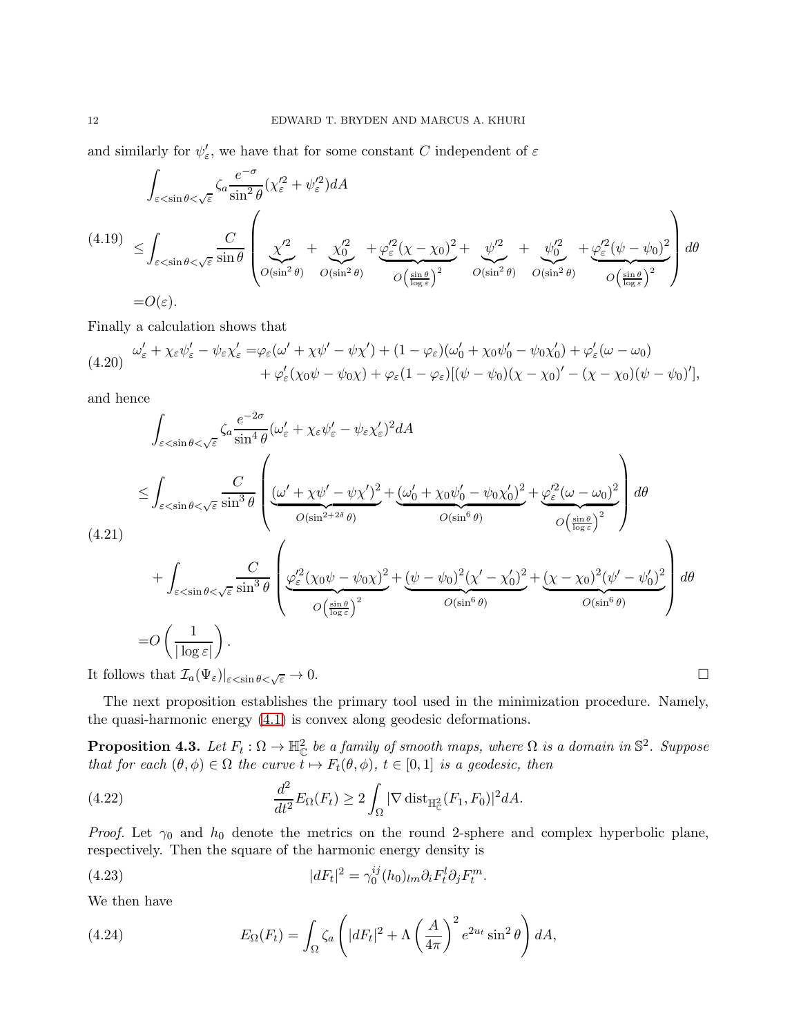and similarly for $\psi'_\varepsilon$, we have that for some constant $C$ independent of $\varepsilon$

$$
\begin{aligned}
&\int_{\varepsilon<\sin\theta<\sqrt{\varepsilon}} \zeta_a \frac{e^{-\sigma}}{\sin^2\theta}(\chi_\varepsilon'^2+\psi_\varepsilon'^2)dA \\
\leq &\int_{\varepsilon<\sin\theta<\sqrt{\varepsilon}} \frac{C}{\sin\theta}\left(\underbrace{\chi'^2}_{O(\sin^2\theta)}+\underbrace{\chi_0'^2}_{O(\sin^2\theta)}+\underbrace{\varphi_\varepsilon'^2(\chi-\chi_0)^2}_{O\left(\frac{\sin\theta}{\log\varepsilon}\right)^2}+\underbrace{\psi'^2}_{O(\sin^2\theta)}+\underbrace{\psi_0'^2}_{O(\sin^2\theta)}+\underbrace{\varphi_\varepsilon'^2(\psi-\psi_0)^2}_{O\left(\frac{\sin\theta}{\log\varepsilon}\right)^2}\right)d\theta \\
= &O(\varepsilon).
\end{aligned}
\tag{4.19}
$$

Finally a calculation shows that

$$
\begin{aligned}
\omega'_\varepsilon+\chi_\varepsilon\psi'_\varepsilon-\psi_\varepsilon\chi'_\varepsilon = &\varphi_\varepsilon(\omega'+\chi\psi'-\psi\chi')+(1-\varphi_\varepsilon)(\omega'_0+\chi_0\psi'_0-\psi_0\chi'_0)+\varphi'_\varepsilon(\omega-\omega_0) \\
&+\varphi'_\varepsilon(\chi_0\psi-\psi_0\chi)+\varphi_\varepsilon(1-\varphi_\varepsilon)[(\psi-\psi_0)(\chi-\chi_0)'-(\chi-\chi_0)(\psi-\psi_0)'],
\end{aligned}
\tag{4.20}
$$

and hence

$$
\begin{aligned}
&\int_{\varepsilon<\sin\theta<\sqrt{\varepsilon}} \zeta_a \frac{e^{-2\sigma}}{\sin^4\theta}(\omega'_\varepsilon+\chi_\varepsilon\psi'_\varepsilon-\psi_\varepsilon\chi'_\varepsilon)^2 dA \\
\leq &\int_{\varepsilon<\sin\theta<\sqrt{\varepsilon}} \frac{C}{\sin^3\theta}\left(\underbrace{(\omega'+\chi\psi'-\psi\chi')^2}_{O(\sin^{2+2\delta}\theta)}+\underbrace{(\omega'_0+\chi_0\psi'_0-\psi_0\chi'_0)^2}_{O(\sin^6\theta)}+\underbrace{\varphi_\varepsilon'^2(\omega-\omega_0)^2}_{O\left(\frac{\sin\theta}{\log\varepsilon}\right)^2}\right)d\theta \\
&+\int_{\varepsilon<\sin\theta<\sqrt{\varepsilon}} \frac{C}{\sin^3\theta}\left(\underbrace{\varphi_\varepsilon'^2(\chi_0\psi-\psi_0\chi)^2}_{O\left(\frac{\sin\theta}{\log\varepsilon}\right)^2}+\underbrace{(\psi-\psi_0)^2(\chi'-\chi'_0)^2}_{O(\sin^6\theta)}+\underbrace{(\chi-\chi_0)^2(\psi'-\psi'_0)^2}_{O(\sin^6\theta)}\right)d\theta \\
= &O\left(\frac{1}{|\log\varepsilon|}\right).
\end{aligned}
\tag{4.21}
$$

It follows that $\mathcal{I}_a(\Psi_\varepsilon)|_{\varepsilon<\sin\theta<\sqrt{\varepsilon}}\to 0$. □

The next proposition establishes the primary tool used in the minimization procedure. Namely, the quasi-harmonic energy (4.1) is convex along geodesic deformations.

**Proposition 4.3.** *Let $F_t:\Omega\to\mathbb{H}^2_{\mathbb{C}}$ be a family of smooth maps, where $\Omega$ is a domain in $\mathbb{S}^2$. Suppose that for each $(\theta,\phi)\in\Omega$ the curve $t\mapsto F_t(\theta,\phi)$, $t\in[0,1]$ is a geodesic, then*

$$
\frac{d^2}{dt^2}E_\Omega(F_t)\geq 2\int_\Omega |\nabla \operatorname{dist}_{\mathbb{H}^2_{\mathbb{C}}}(F_1,F_0)|^2 dA.
\tag{4.22}
$$

*Proof.* Let $\gamma_0$ and $h_0$ denote the metrics on the round 2-sphere and complex hyperbolic plane, respectively. Then the square of the harmonic energy density is

$$
|dF_t|^2=\gamma_0^{ij}(h_0)_{lm}\partial_i F_t^l\partial_j F_t^m.
\tag{4.23}
$$

We then have

$$
E_\Omega(F_t)=\int_\Omega \zeta_a\left(|dF_t|^2+\Lambda\left(\frac{A}{4\pi}\right)^2 e^{2u_t}\sin^2\theta\right)dA,
\tag{4.24}
$$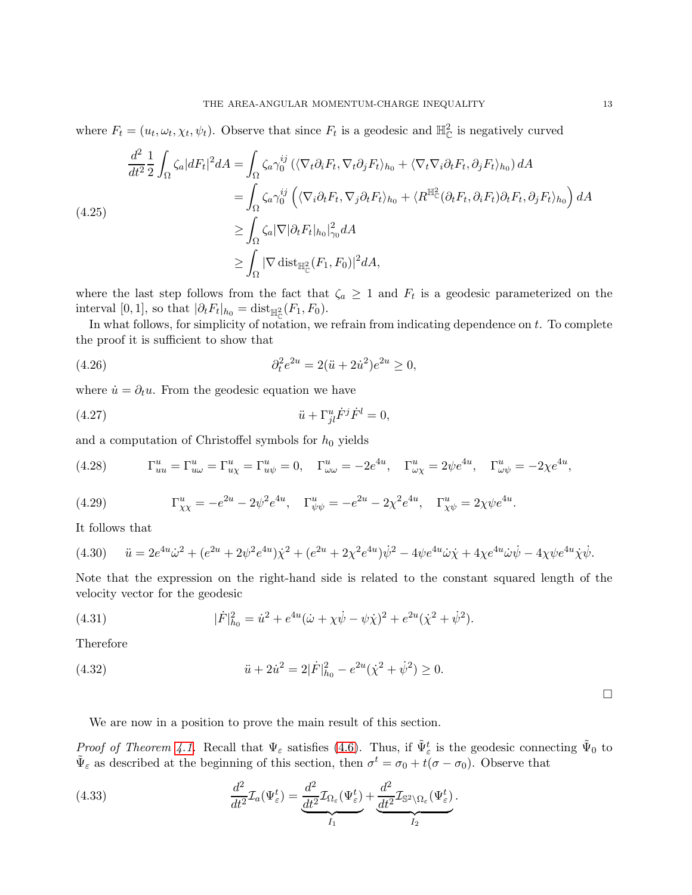where $F_t = (u_t, \omega_t, \chi_t, \psi_t)$. Observe that since $F_t$ is a geodesic and $\mathbb{H}^2_{\mathbb{C}}$ is negatively curved

$$
\begin{aligned}
\frac{d^2}{dt^2}\frac{1}{2}\int_\Omega \zeta_a |dF_t|^2 dA &= \int_\Omega \zeta_a \gamma_0^{ij}\left(\langle \nabla_t \partial_i F_t, \nabla_t \partial_j F_t\rangle_{h_0} + \langle \nabla_t \nabla_i \partial_t F_t, \partial_j F_t\rangle_{h_0}\right) dA \\
&= \int_\Omega \zeta_a \gamma_0^{ij}\left(\langle \nabla_i \partial_t F_t, \nabla_j \partial_t F_t\rangle_{h_0} + \langle R^{\mathbb{H}^2_{\mathbb{C}}}(\partial_t F_t, \partial_i F_t)\partial_t F_t, \partial_j F_t\rangle_{h_0}\right) dA \\
&\geq \int_\Omega \zeta_a |\nabla |\partial_t F_t|_{h_0}|^2_{\gamma_0} dA \\
&\geq \int_\Omega |\nabla \operatorname{dist}_{\mathbb{H}^2_{\mathbb{C}}}(F_1, F_0)|^2 dA,
\end{aligned}
\tag{4.25}
$$

where the last step follows from the fact that $\zeta_a \geq 1$ and $F_t$ is a geodesic parameterized on the interval $[0,1]$, so that $|\partial_t F_t|_{h_0} = \operatorname{dist}_{\mathbb{H}^2_{\mathbb{C}}}(F_1, F_0)$.

In what follows, for simplicity of notation, we refrain from indicating dependence on $t$. To complete the proof it is sufficient to show that

$$
\partial_t^2 e^{2u} = 2(\ddot{u} + 2\dot{u}^2)e^{2u} \geq 0, \tag{4.26}
$$

where $\dot{u} = \partial_t u$. From the geodesic equation we have

$$
\ddot{u} + \Gamma^u_{jl}\dot{F}^j \dot{F}^l = 0, \tag{4.27}
$$

and a computation of Christoffel symbols for $h_0$ yields

$$
\Gamma^u_{uu} = \Gamma^u_{u\omega} = \Gamma^u_{u\chi} = \Gamma^u_{u\psi} = 0, \quad \Gamma^u_{\omega\omega} = -2e^{4u}, \quad \Gamma^u_{\omega\chi} = 2\psi e^{4u}, \quad \Gamma^u_{\omega\psi} = -2\chi e^{4u}, \tag{4.28}
$$

$$
\Gamma^u_{\chi\chi} = -e^{2u} - 2\psi^2 e^{4u}, \quad \Gamma^u_{\psi\psi} = -e^{2u} - 2\chi^2 e^{4u}, \quad \Gamma^u_{\chi\psi} = 2\chi\psi e^{4u}. \tag{4.29}
$$

It follows that

$$
\ddot{u} = 2e^{4u}\dot{\omega}^2 + (e^{2u} + 2\psi^2 e^{4u})\dot{\chi}^2 + (e^{2u} + 2\chi^2 e^{4u})\dot{\psi}^2 - 4\psi e^{4u}\dot{\omega}\dot{\chi} + 4\chi e^{4u}\dot{\omega}\dot{\psi} - 4\chi\psi e^{4u}\dot{\chi}\dot{\psi}. \tag{4.30}
$$

Note that the expression on the right-hand side is related to the constant squared length of the velocity vector for the geodesic

$$
|\dot{F}|^2_{h_0} = \dot{u}^2 + e^{4u}(\dot{\omega} + \chi\dot{\psi} - \psi\dot{\chi})^2 + e^{2u}(\dot{\chi}^2 + \dot{\psi}^2). \tag{4.31}
$$

Therefore

$$
\ddot{u} + 2\dot{u}^2 = 2|\dot{F}|^2_{h_0} - e^{2u}(\dot{\chi}^2 + \dot{\psi}^2) \geq 0. \tag{4.32}
$$

□

We are now in a position to prove the main result of this section.

*Proof of Theorem 4.1.* Recall that $\Psi_\varepsilon$ satisfies (4.6). Thus, if $\tilde{\Psi}^t_\varepsilon$ is the geodesic connecting $\tilde{\Psi}_0$ to $\tilde{\Psi}_\varepsilon$ as described at the beginning of this section, then $\sigma^t = \sigma_0 + t(\sigma - \sigma_0)$. Observe that

$$
\frac{d^2}{dt^2}\mathcal{I}_a(\Psi^t_\varepsilon) = \underbrace{\frac{d^2}{dt^2}\mathcal{I}_{\Omega_\varepsilon}(\Psi^t_\varepsilon)}_{I_1} + \underbrace{\frac{d^2}{dt^2}\mathcal{I}_{\mathbb{S}^2\setminus\Omega_\varepsilon}(\Psi^t_\varepsilon)}_{I_2}. \tag{4.33}
$$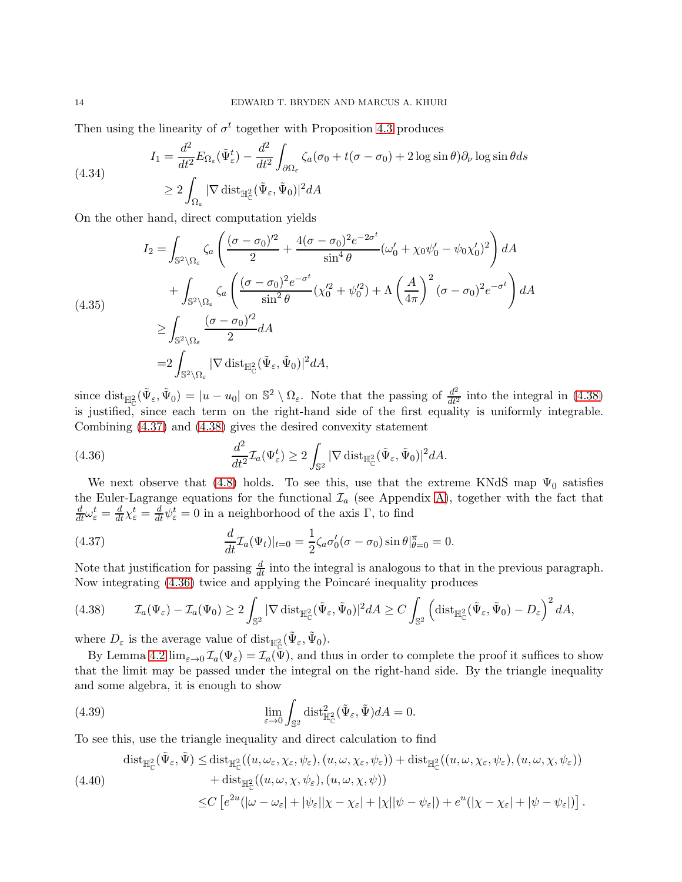Then using the linearity of $\sigma^t$ together with Proposition 4.3 produces

$$
\begin{aligned}
I_1 &= \frac{d^2}{dt^2} E_{\Omega_\varepsilon}(\tilde{\Psi}_\varepsilon^t) - \frac{d^2}{dt^2}\int_{\partial\Omega_\varepsilon} \zeta_a(\sigma_0 + t(\sigma-\sigma_0) + 2\log\sin\theta)\partial_\nu \log\sin\theta ds \\
&\geq 2\int_{\Omega_\varepsilon} |\nabla \operatorname{dist}_{\mathbb{H}^2_{\mathbb{C}}}(\tilde{\Psi}_\varepsilon, \tilde{\Psi}_0)|^2 dA
\end{aligned} \tag{4.34}
$$

On the other hand, direct computation yields

$$
\begin{aligned}
I_2 =& \int_{\mathbb{S}^2\setminus\Omega_\varepsilon} \zeta_a \left( \frac{(\sigma-\sigma_0)'^2}{2} + \frac{4(\sigma-\sigma_0)^2 e^{-2\sigma^t}}{\sin^4\theta}(\omega_0' + \chi_0\psi_0' - \psi_0\chi_0')^2 \right) dA \\
&+ \int_{\mathbb{S}^2\setminus\Omega_\varepsilon} \zeta_a \left( \frac{(\sigma-\sigma_0)^2 e^{-\sigma^t}}{\sin^2\theta}(\chi_0'^2 + \psi_0'^2) + \Lambda\left(\frac{A}{4\pi}\right)^2 (\sigma-\sigma_0)^2 e^{-\sigma^t} \right) dA \\
\geq& \int_{\mathbb{S}^2\setminus\Omega_\varepsilon} \frac{(\sigma-\sigma_0)'^2}{2} dA \\
=& 2\int_{\mathbb{S}^2\setminus\Omega_\varepsilon} |\nabla \operatorname{dist}_{\mathbb{H}^2_{\mathbb{C}}}(\tilde{\Psi}_\varepsilon, \tilde{\Psi}_0)|^2 dA,
\end{aligned} \tag{4.35}
$$

since $\operatorname{dist}_{\mathbb{H}^2_{\mathbb{C}}}(\tilde{\Psi}_\varepsilon, \tilde{\Psi}_0) = |u - u_0|$ on $\mathbb{S}^2 \setminus \Omega_\varepsilon$. Note that the passing of $\frac{d^2}{dt^2}$ into the integral in (4.38) is justified, since each term on the right-hand side of the first equality is uniformly integrable. Combining (4.37) and (4.38) gives the desired convexity statement

$$
\frac{d^2}{dt^2}\mathcal{I}_a(\Psi_\varepsilon^t) \geq 2\int_{\mathbb{S}^2} |\nabla \operatorname{dist}_{\mathbb{H}^2_{\mathbb{C}}}(\tilde{\Psi}_\varepsilon, \tilde{\Psi}_0)|^2 dA. \tag{4.36}
$$

We next observe that (4.8) holds. To see this, use that the extreme KNdS map $\Psi_0$ satisfies the Euler-Lagrange equations for the functional $\mathcal{I}_a$ (see Appendix A), together with the fact that $\frac{d}{dt}\omega_\varepsilon^t = \frac{d}{dt}\chi_\varepsilon^t = \frac{d}{dt}\psi_\varepsilon^t = 0$ in a neighborhood of the axis $\Gamma$, to find

$$
\frac{d}{dt}\mathcal{I}_a(\Psi_t)|_{t=0} = \frac{1}{2}\zeta_a \sigma_0'(\sigma-\sigma_0)\sin\theta|_{\theta=0}^{\pi} = 0. \tag{4.37}
$$

Note that justification for passing $\frac{d}{dt}$ into the integral is analogous to that in the previous paragraph. Now integrating (4.36) twice and applying the Poincaré inequality produces

$$
\mathcal{I}_a(\Psi_\varepsilon) - \mathcal{I}_a(\Psi_0) \geq 2\int_{\mathbb{S}^2} |\nabla \operatorname{dist}_{\mathbb{H}^2_{\mathbb{C}}}(\tilde{\Psi}_\varepsilon, \tilde{\Psi}_0)|^2 dA \geq C\int_{\mathbb{S}^2} \left(\operatorname{dist}_{\mathbb{H}^2_{\mathbb{C}}}(\tilde{\Psi}_\varepsilon, \tilde{\Psi}_0) - D_\varepsilon\right)^2 dA, \tag{4.38}
$$

where $D_\varepsilon$ is the average value of $\operatorname{dist}_{\mathbb{H}^2_{\mathbb{C}}}(\tilde{\Psi}_\varepsilon, \tilde{\Psi}_0)$.

By Lemma 4.2 $\lim_{\varepsilon\to 0}\mathcal{I}_a(\Psi_\varepsilon) = \mathcal{I}_a(\Psi)$, and thus in order to complete the proof it suffices to show that the limit may be passed under the integral on the right-hand side. By the triangle inequality and some algebra, it is enough to show

$$
\lim_{\varepsilon\to 0}\int_{\mathbb{S}^2} \operatorname{dist}^2_{\mathbb{H}^2_{\mathbb{C}}}(\tilde{\Psi}_\varepsilon, \tilde{\Psi}) dA = 0. \tag{4.39}
$$

To see this, use the triangle inequality and direct calculation to find

$$
\begin{aligned}
\operatorname{dist}_{\mathbb{H}^2_{\mathbb{C}}}(\tilde{\Psi}_\varepsilon, \tilde{\Psi}) \leq& \operatorname{dist}_{\mathbb{H}^2_{\mathbb{C}}}((u,\omega_\varepsilon,\chi_\varepsilon,\psi_\varepsilon),(u,\omega,\chi_\varepsilon,\psi_\varepsilon)) + \operatorname{dist}_{\mathbb{H}^2_{\mathbb{C}}}((u,\omega,\chi_\varepsilon,\psi_\varepsilon),(u,\omega,\chi,\psi_\varepsilon)) \\
&+ \operatorname{dist}_{\mathbb{H}^2_{\mathbb{C}}}((u,\omega,\chi,\psi_\varepsilon),(u,\omega,\chi,\psi)) \\
\leq& C\left[e^{2u}(|\omega-\omega_\varepsilon| + |\psi_\varepsilon||\chi-\chi_\varepsilon| + |\chi||\psi-\psi_\varepsilon|) + e^u(|\chi-\chi_\varepsilon| + |\psi-\psi_\varepsilon|)\right].
\end{aligned} \tag{4.40}
$$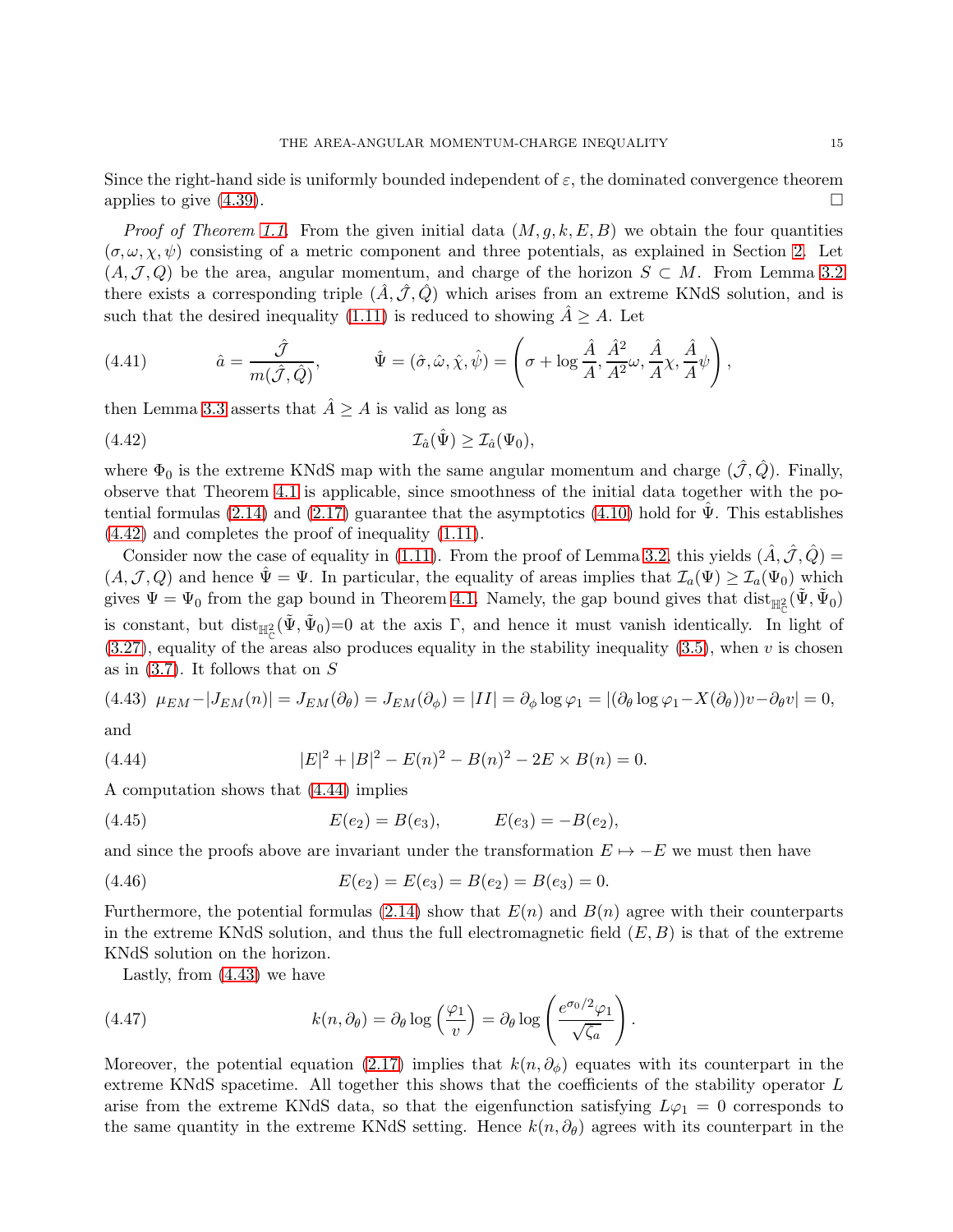Since the right-hand side is uniformly bounded independent of $\varepsilon$, the dominated convergence theorem applies to give (4.39). $\square$

*Proof of Theorem 1.1.* From the given initial data $(M, g, k, E, B)$ we obtain the four quantities $(\sigma, \omega, \chi, \psi)$ consisting of a metric component and three potentials, as explained in Section 2. Let $(A, \mathcal{J}, Q)$ be the area, angular momentum, and charge of the horizon $S \subset M$. From Lemma 3.2 there exists a corresponding triple $(\hat{A}, \hat{\mathcal{J}}, \hat{Q})$ which arises from an extreme KNdS solution, and is such that the desired inequality (1.11) is reduced to showing $\hat{A} \geq A$. Let

$$
\hat{a} = \frac{\hat{\mathcal{J}}}{m(\hat{\mathcal{J}}, \hat{Q})}, \qquad \hat{\Psi} = (\hat{\sigma}, \hat{\omega}, \hat{\chi}, \hat{\psi}) = \left(\sigma + \log \frac{\hat{A}}{A}, \frac{\hat{A}^2}{A^2}\omega, \frac{\hat{A}}{A}\chi, \frac{\hat{A}}{A}\psi\right), \tag{4.41}
$$

then Lemma 3.3 asserts that $\hat{A} \geq A$ is valid as long as

$$
\mathcal{I}_{\hat{a}}(\hat{\Psi}) \geq \mathcal{I}_{\hat{a}}(\Psi_0), \tag{4.42}
$$

where $\Phi_0$ is the extreme KNdS map with the same angular momentum and charge $(\hat{\mathcal{J}}, \hat{Q})$. Finally, observe that Theorem 4.1 is applicable, since smoothness of the initial data together with the potential formulas (2.14) and (2.17) guarantee that the asymptotics (4.10) hold for $\hat{\Psi}$. This establishes (4.42) and completes the proof of inequality (1.11).

Consider now the case of equality in (1.11). From the proof of Lemma 3.2, this yields $(\hat{A}, \hat{\mathcal{J}}, \hat{Q}) = (A, \mathcal{J}, Q)$ and hence $\hat{\Psi} = \Psi$. In particular, the equality of areas implies that $\mathcal{I}_a(\Psi) \geq \mathcal{I}_a(\Psi_0)$ which gives $\Psi = \Psi_0$ from the gap bound in Theorem 4.1. Namely, the gap bound gives that $\text{dist}_{\mathbb{H}^2_{\mathbb{C}}}(\tilde{\Psi}, \tilde{\Psi}_0)$ is constant, but $\text{dist}_{\mathbb{H}^2_{\mathbb{C}}}(\tilde{\Psi}, \tilde{\Psi}_0)=0$ at the axis $\Gamma$, and hence it must vanish identically. In light of (3.27), equality of the areas also produces equality in the stability inequality (3.5), when $v$ is chosen as in (3.7). It follows that on $S$

$$
\mu_{EM} - |J_{EM}(n)| = J_{EM}(\partial_\theta) = J_{EM}(\partial_\phi) = |II| = \partial_\phi \log \varphi_1 = |(\partial_\theta \log \varphi_1 - X(\partial_\theta))v - \partial_\theta v| = 0, \tag{4.43}
$$

and

$$
|E|^2 + |B|^2 - E(n)^2 - B(n)^2 - 2E \times B(n) = 0. \tag{4.44}
$$

A computation shows that (4.44) implies

$$
E(e_2) = B(e_3), \qquad E(e_3) = -B(e_2), \tag{4.45}
$$

and since the proofs above are invariant under the transformation $E \mapsto -E$ we must then have

$$
E(e_2) = E(e_3) = B(e_2) = B(e_3) = 0. \tag{4.46}
$$

Furthermore, the potential formulas (2.14) show that $E(n)$ and $B(n)$ agree with their counterparts in the extreme KNdS solution, and thus the full electromagnetic field $(E, B)$ is that of the extreme KNdS solution on the horizon.

Lastly, from (4.43) we have

$$
k(n, \partial_\theta) = \partial_\theta \log\left(\frac{\varphi_1}{v}\right) = \partial_\theta \log\left(\frac{e^{\sigma_0/2}\varphi_1}{\sqrt{\zeta_a}}\right). \tag{4.47}
$$

Moreover, the potential equation (2.17) implies that $k(n, \partial_\phi)$ equates with its counterpart in the extreme KNdS spacetime. All together this shows that the coefficients of the stability operator $L$ arise from the extreme KNdS data, so that the eigenfunction satisfying $L\varphi_1 = 0$ corresponds to the same quantity in the extreme KNdS setting. Hence $k(n, \partial_\theta)$ agrees with its counterpart in the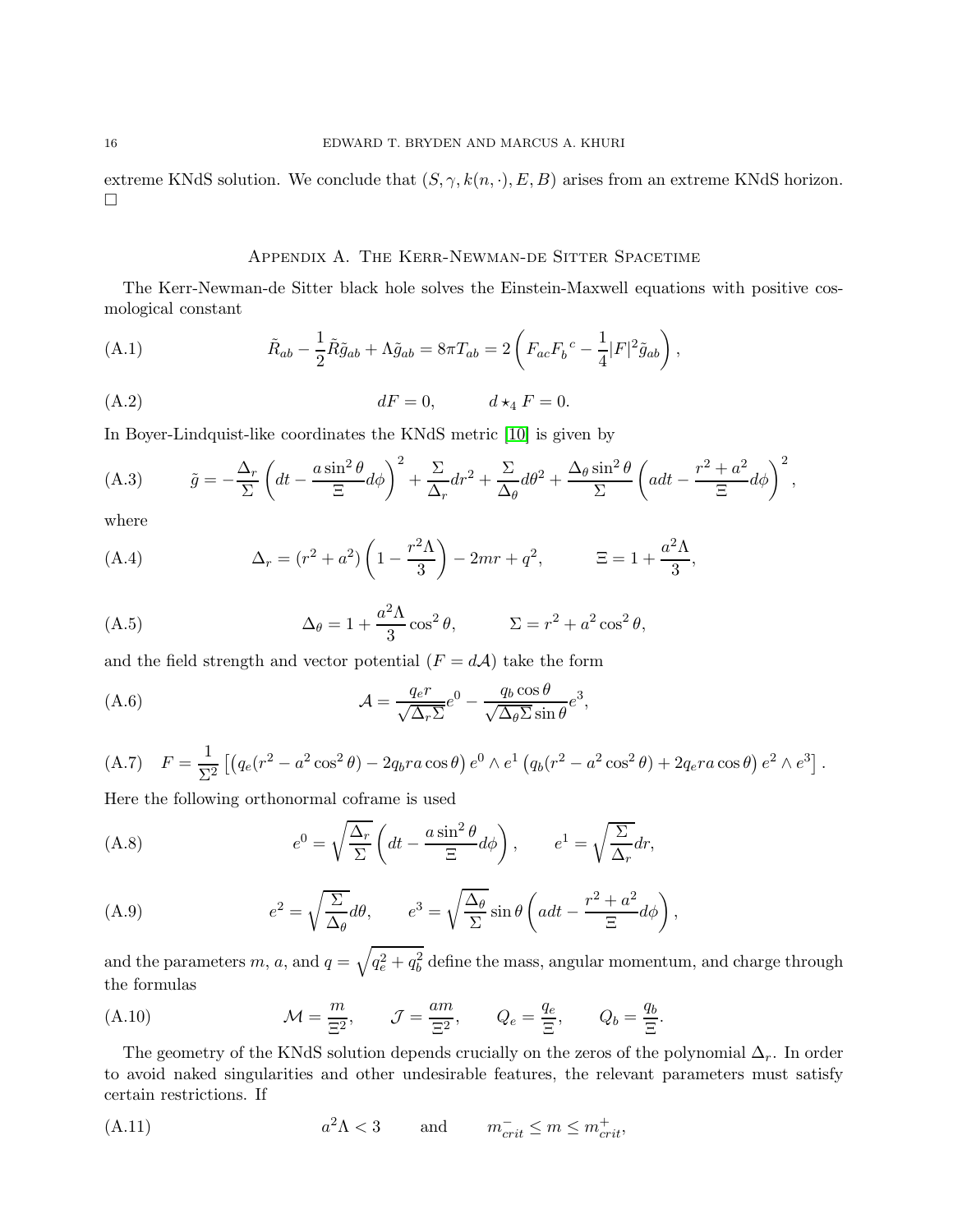extreme KNdS solution. We conclude that $(S, \gamma, k(n, \cdot), E, B)$ arises from an extreme KNdS horizon. □

## Appendix A. The Kerr-Newman-de Sitter Spacetime

The Kerr-Newman-de Sitter black hole solves the Einstein-Maxwell equations with positive cosmological constant

$$\tilde{R}_{ab} - \frac{1}{2}\tilde{R}\tilde{g}_{ab} + \Lambda \tilde{g}_{ab} = 8\pi T_{ab} = 2\left(F_{ac}F_b{}^c - \frac{1}{4}|F|^2\tilde{g}_{ab}\right), \tag{A.1}$$

$$dF = 0, \qquad d\star_4 F = 0. \tag{A.2}$$

In Boyer-Lindquist-like coordinates the KNdS metric [10] is given by

$$\tilde{g} = -\frac{\Delta_r}{\Sigma}\left(dt - \frac{a\sin^2\theta}{\Xi}d\phi\right)^2 + \frac{\Sigma}{\Delta_r}dr^2 + \frac{\Sigma}{\Delta_\theta}d\theta^2 + \frac{\Delta_\theta \sin^2\theta}{\Sigma}\left(adt - \frac{r^2+a^2}{\Xi}d\phi\right)^2, \tag{A.3}$$

where

$$\Delta_r = (r^2+a^2)\left(1 - \frac{r^2\Lambda}{3}\right) - 2mr + q^2, \qquad \Xi = 1 + \frac{a^2\Lambda}{3}, \tag{A.4}$$

$$\Delta_\theta = 1 + \frac{a^2\Lambda}{3}\cos^2\theta, \qquad \Sigma = r^2 + a^2\cos^2\theta, \tag{A.5}$$

and the field strength and vector potential ($F = d\mathcal{A}$) take the form

$$\mathcal{A} = \frac{q_e r}{\sqrt{\Delta_r \Sigma}}e^0 - \frac{q_b\cos\theta}{\sqrt{\Delta_\theta \Sigma}\sin\theta}e^3, \tag{A.6}$$

$$F = \frac{1}{\Sigma^2}\left[\left(q_e(r^2 - a^2\cos^2\theta) - 2q_b ra\cos\theta\right)e^0\wedge e^1 \left(q_b(r^2-a^2\cos^2\theta) + 2q_e ra\cos\theta\right)e^2\wedge e^3\right]. \tag{A.7}$$

Here the following orthonormal coframe is used

$$e^0 = \sqrt{\frac{\Delta_r}{\Sigma}}\left(dt - \frac{a\sin^2\theta}{\Xi}d\phi\right), \qquad e^1 = \sqrt{\frac{\Sigma}{\Delta_r}}dr, \tag{A.8}$$

$$e^2 = \sqrt{\frac{\Sigma}{\Delta_\theta}}d\theta, \qquad e^3 = \sqrt{\frac{\Delta_\theta}{\Sigma}}\sin\theta\left(adt - \frac{r^2+a^2}{\Xi}d\phi\right), \tag{A.9}$$

and the parameters $m$, $a$, and $q = \sqrt{q_e^2 + q_b^2}$ define the mass, angular momentum, and charge through the formulas

$$\mathcal{M} = \frac{m}{\Xi^2}, \qquad \mathcal{J} = \frac{am}{\Xi^2}, \qquad Q_e = \frac{q_e}{\Xi}, \qquad Q_b = \frac{q_b}{\Xi}. \tag{A.10}$$

The geometry of the KNdS solution depends crucially on the zeros of the polynomial $\Delta_r$. In order to avoid naked singularities and other undesirable features, the relevant parameters must satisfy certain restrictions. If

$$a^2\Lambda < 3 \qquad \text{and} \qquad m^-_{crit} \leq m \leq m^+_{crit}, \tag{A.11}$$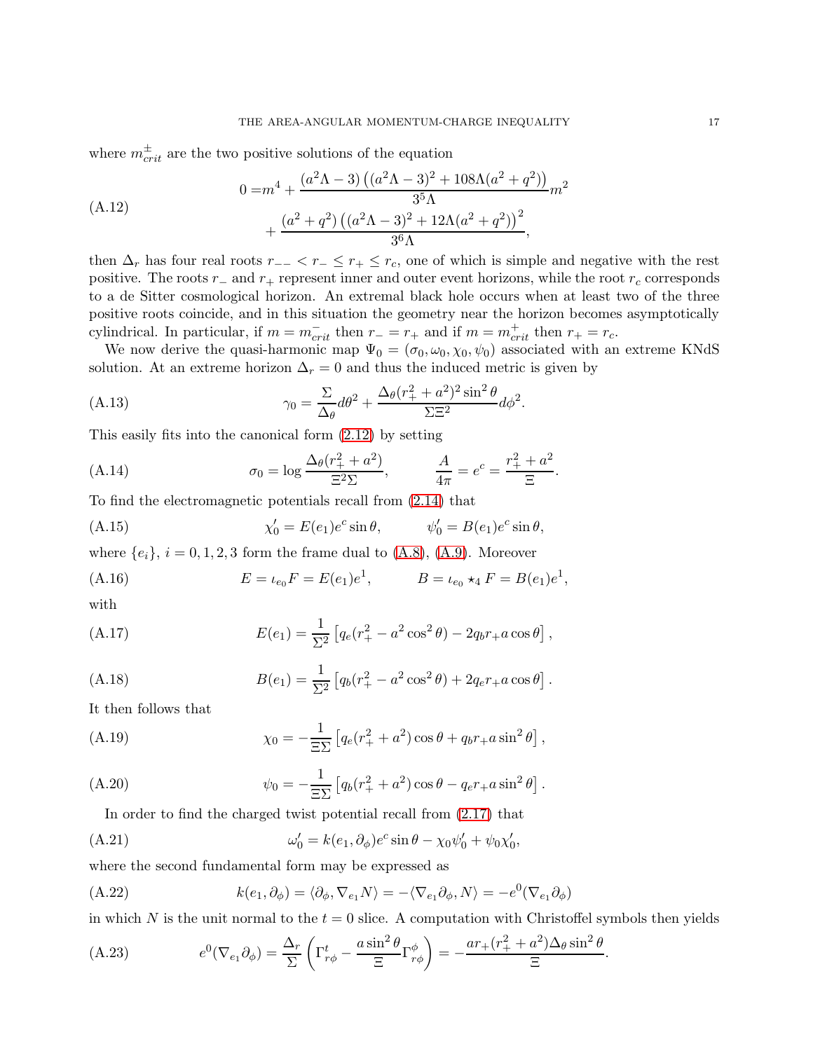where $m_{crit}^{\pm}$ are the two positive solutions of the equation

$$
\begin{aligned}
0 =& m^4 + \frac{(a^2\Lambda - 3)\left((a^2\Lambda-3)^2 + 108\Lambda(a^2+q^2)\right)}{3^5\Lambda} m^2 \\
&+ \frac{(a^2+q^2)\left((a^2\Lambda-3)^2 + 12\Lambda(a^2+q^2)\right)^2}{3^6\Lambda},
\end{aligned}
\tag{A.12}
$$

then $\Delta_r$ has four real roots $r_{--} < r_- \leq r_+ \leq r_c$, one of which is simple and negative with the rest positive. The roots $r_-$ and $r_+$ represent inner and outer event horizons, while the root $r_c$ corresponds to a de Sitter cosmological horizon. An extremal black hole occurs when at least two of the three positive roots coincide, and in this situation the geometry near the horizon becomes asymptotically cylindrical. In particular, if $m = m_{crit}^-$ then $r_- = r_+$ and if $m = m_{crit}^+$ then $r_+ = r_c$.

We now derive the quasi-harmonic map $\Psi_0 = (\sigma_0, \omega_0, \chi_0, \psi_0)$ associated with an extreme KNdS solution. At an extreme horizon $\Delta_r = 0$ and thus the induced metric is given by

$$
\gamma_0 = \frac{\Sigma}{\Delta_\theta} d\theta^2 + \frac{\Delta_\theta (r_+^2 + a^2)^2 \sin^2\theta}{\Sigma \Xi^2} d\phi^2. \tag{A.13}
$$

This easily fits into the canonical form (2.12) by setting

$$
\sigma_0 = \log \frac{\Delta_\theta (r_+^2 + a^2)}{\Xi^2 \Sigma}, \qquad \frac{A}{4\pi} = e^c = \frac{r_+^2 + a^2}{\Xi}. \tag{A.14}
$$

To find the electromagnetic potentials recall from (2.14) that

$$
\chi_0' = E(e_1) e^c \sin\theta, \qquad \psi_0' = B(e_1) e^c \sin\theta, \tag{A.15}
$$

where $\{e_i\}$, $i = 0, 1, 2, 3$ form the frame dual to (A.8), (A.9). Moreover

$$
E = \iota_{e_0} F = E(e_1) e^1, \qquad B = \iota_{e_0} \star_4 F = B(e_1) e^1, \tag{A.16}
$$

with

$$
E(e_1) = \frac{1}{\Sigma^2}\left[ q_e (r_+^2 - a^2 \cos^2\theta) - 2 q_b r_+ a \cos\theta \right], \tag{A.17}
$$

$$
B(e_1) = \frac{1}{\Sigma^2}\left[ q_b (r_+^2 - a^2 \cos^2\theta) + 2 q_e r_+ a \cos\theta \right]. \tag{A.18}
$$

It then follows that

$$
\chi_0 = -\frac{1}{\Xi \Sigma}\left[ q_e (r_+^2 + a^2)\cos\theta + q_b r_+ a \sin^2\theta \right], \tag{A.19}
$$

$$
\psi_0 = -\frac{1}{\Xi \Sigma}\left[ q_b (r_+^2 + a^2)\cos\theta - q_e r_+ a \sin^2\theta \right]. \tag{A.20}
$$

In order to find the charged twist potential recall from (2.17) that

$$
\omega_0' = k(e_1, \partial_\phi) e^c \sin\theta - \chi_0 \psi_0' + \psi_0 \chi_0', \tag{A.21}
$$

where the second fundamental form may be expressed as

$$
k(e_1, \partial_\phi) = \langle \partial_\phi, \nabla_{e_1} N \rangle = -\langle \nabla_{e_1} \partial_\phi, N \rangle = -e^0(\nabla_{e_1} \partial_\phi) \tag{A.22}
$$

in which $N$ is the unit normal to the $t = 0$ slice. A computation with Christoffel symbols then yields

$$
e^0(\nabla_{e_1} \partial_\phi) = \frac{\Delta_r}{\Sigma}\left( \Gamma_{r\phi}^t - \frac{a \sin^2\theta}{\Xi} \Gamma_{r\phi}^\phi \right) = -\frac{a r_+ (r_+^2 + a^2) \Delta_\theta \sin^2\theta}{\Xi}. \tag{A.23}
$$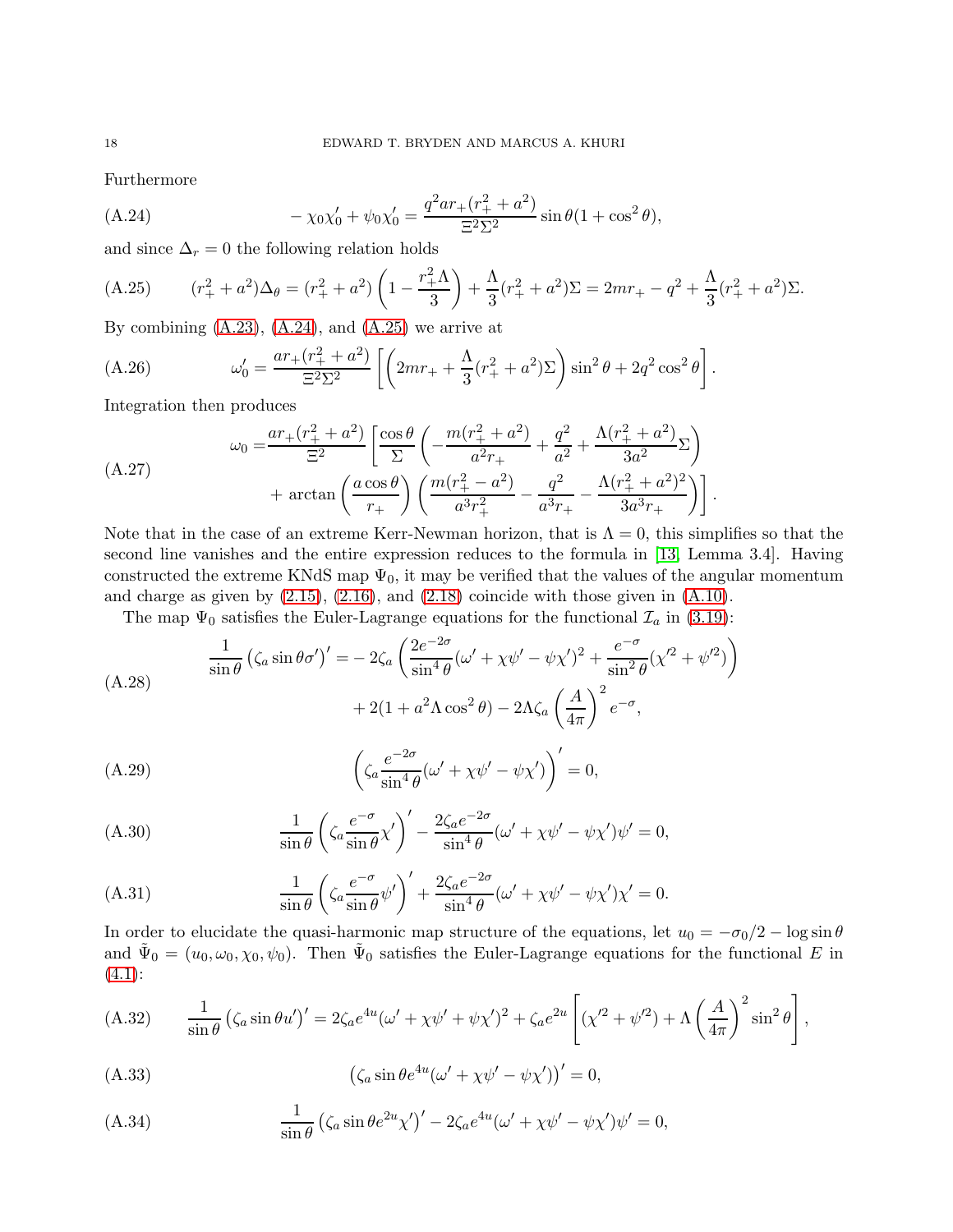Furthermore

$$-\chi_0\chi_0' + \psi_0\chi_0' = \frac{q^2 a r_+(r_+^2+a^2)}{\Xi^2\Sigma^2}\sin\theta(1+\cos^2\theta), \tag{A.24}$$

and since $\Delta_r = 0$ the following relation holds

$$(r_+^2+a^2)\Delta_\theta = (r_+^2+a^2)\left(1-\frac{r_+^2\Lambda}{3}\right) + \frac{\Lambda}{3}(r_+^2+a^2)\Sigma = 2mr_+ - q^2 + \frac{\Lambda}{3}(r_+^2+a^2)\Sigma. \tag{A.25}$$

By combining (A.23), (A.24), and (A.25) we arrive at

$$\omega_0' = \frac{ar_+(r_+^2+a^2)}{\Xi^2\Sigma^2}\left[\left(2mr_+ + \frac{\Lambda}{3}(r_+^2+a^2)\Sigma\right)\sin^2\theta + 2q^2\cos^2\theta\right]. \tag{A.26}$$

Integration then produces

$$\begin{aligned}\omega_0 =& \frac{ar_+(r_+^2+a^2)}{\Xi^2}\left[\frac{\cos\theta}{\Sigma}\left(-\frac{m(r_+^2+a^2)}{a^2 r_+} + \frac{q^2}{a^2} + \frac{\Lambda(r_+^2+a^2)}{3a^2}\Sigma\right)\right.\\ &\left. + \arctan\left(\frac{a\cos\theta}{r_+}\right)\left(\frac{m(r_+^2-a^2)}{a^3 r_+^2} - \frac{q^2}{a^3 r_+} - \frac{\Lambda(r_+^2+a^2)^2}{3a^3 r_+}\right)\right].\end{aligned} \tag{A.27}$$

Note that in the case of an extreme Kerr-Newman horizon, that is $\Lambda = 0$, this simplifies so that the second line vanishes and the entire expression reduces to the formula in [13, Lemma 3.4]. Having constructed the extreme KNdS map $\Psi_0$, it may be verified that the values of the angular momentum and charge as given by (2.15), (2.16), and (2.18) coincide with those given in (A.10).

The map $\Psi_0$ satisfies the Euler-Lagrange equations for the functional $\mathcal{I}_a$ in (3.19):

$$\begin{aligned}\frac{1}{\sin\theta}\left(\zeta_a\sin\theta\sigma'\right)' =& -2\zeta_a\left(\frac{2e^{-2\sigma}}{\sin^4\theta}(\omega'+\chi\psi'-\psi\chi')^2 + \frac{e^{-\sigma}}{\sin^2\theta}(\chi'^2+\psi'^2)\right)\\ &+ 2(1+a^2\Lambda\cos^2\theta) - 2\Lambda\zeta_a\left(\frac{A}{4\pi}\right)^2 e^{-\sigma},\end{aligned} \tag{A.28}$$

$$\left(\zeta_a\frac{e^{-2\sigma}}{\sin^4\theta}(\omega'+\chi\psi'-\psi\chi')\right)' = 0, \tag{A.29}$$

$$\frac{1}{\sin\theta}\left(\zeta_a\frac{e^{-\sigma}}{\sin\theta}\chi'\right)' - \frac{2\zeta_a e^{-2\sigma}}{\sin^4\theta}(\omega'+\chi\psi'-\psi\chi')\psi' = 0, \tag{A.30}$$

$$\frac{1}{\sin\theta}\left(\zeta_a\frac{e^{-\sigma}}{\sin\theta}\psi'\right)' + \frac{2\zeta_a e^{-2\sigma}}{\sin^4\theta}(\omega'+\chi\psi'-\psi\chi')\chi' = 0. \tag{A.31}$$

In order to elucidate the quasi-harmonic map structure of the equations, let $u_0 = -\sigma_0/2 - \log\sin\theta$ and $\tilde{\Psi}_0 = (u_0,\omega_0,\chi_0,\psi_0)$. Then $\tilde{\Psi}_0$ satisfies the Euler-Lagrange equations for the functional $E$ in (4.1):

$$\frac{1}{\sin\theta}\left(\zeta_a\sin\theta u'\right)' = 2\zeta_a e^{4u}(\omega'+\chi\psi'+\psi\chi')^2 + \zeta_a e^{2u}\left[(\chi'^2+\psi'^2) + \Lambda\left(\frac{A}{4\pi}\right)^2\sin^2\theta\right], \tag{A.32}$$

$$\left(\zeta_a\sin\theta e^{4u}(\omega'+\chi\psi'-\psi\chi')\right)' = 0, \tag{A.33}$$

$$\frac{1}{\sin\theta}\left(\zeta_a\sin\theta e^{2u}\chi'\right)' - 2\zeta_a e^{4u}(\omega'+\chi\psi'-\psi\chi')\psi' = 0, \tag{A.34}$$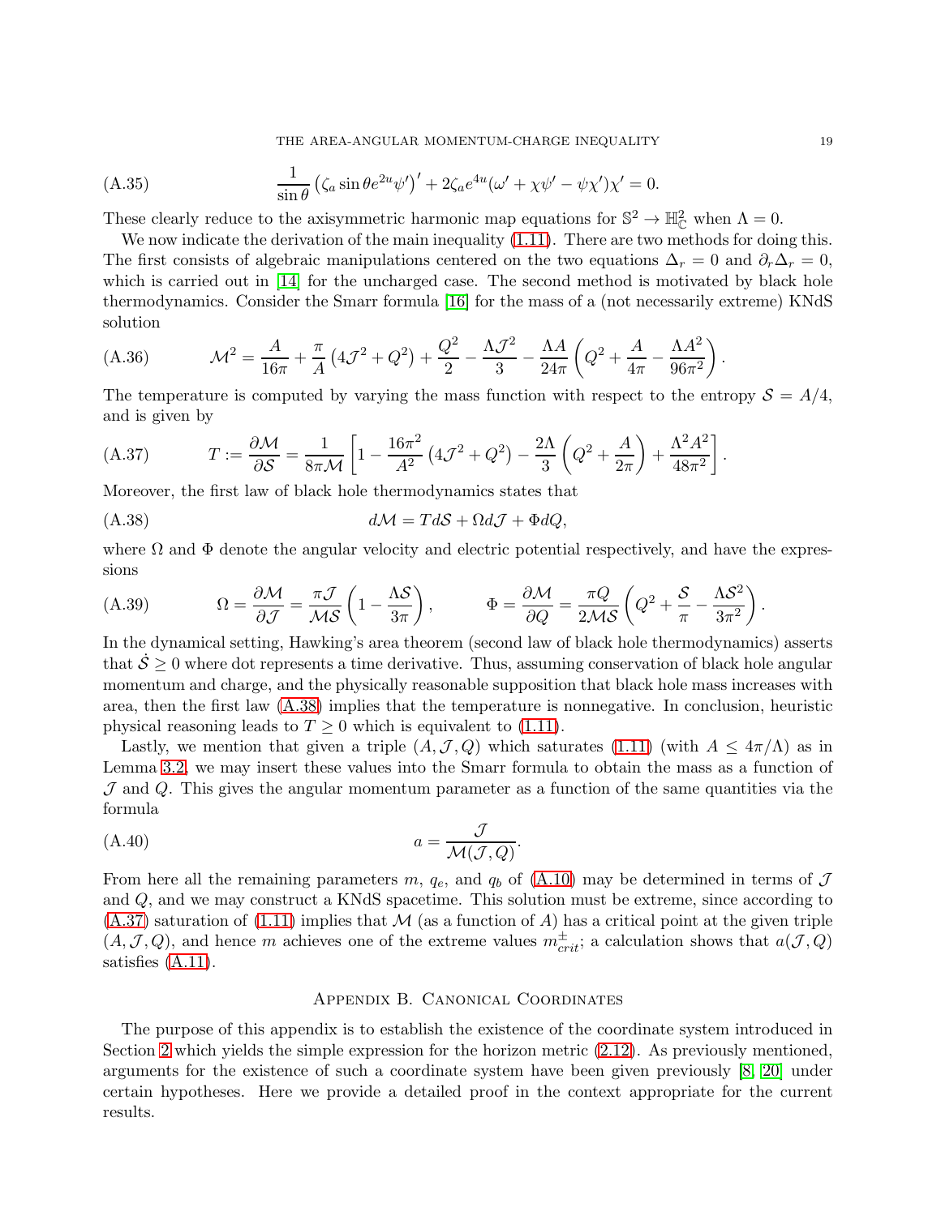$$\frac{1}{\sin\theta}\left(\zeta_a \sin\theta e^{2u}\psi'\right)' + 2\zeta_a e^{4u}(\omega' + \chi\psi' - \psi\chi')\chi' = 0. \tag{A.35}$$

These clearly reduce to the axisymmetric harmonic map equations for $\mathbb{S}^2 \to \mathbb{H}^2_{\mathbb{C}}$ when $\Lambda = 0$.

We now indicate the derivation of the main inequality (1.11). There are two methods for doing this. The first consists of algebraic manipulations centered on the two equations $\Delta_r = 0$ and $\partial_r \Delta_r = 0$, which is carried out in [14] for the uncharged case. The second method is motivated by black hole thermodynamics. Consider the Smarr formula [16] for the mass of a (not necessarily extreme) KNdS solution

$$\mathcal{M}^2 = \frac{A}{16\pi} + \frac{\pi}{A}\left(4\mathcal{J}^2 + Q^2\right) + \frac{Q^2}{2} - \frac{\Lambda\mathcal{J}^2}{3} - \frac{\Lambda A}{24\pi}\left(Q^2 + \frac{A}{4\pi} - \frac{\Lambda A^2}{96\pi^2}\right). \tag{A.36}$$

The temperature is computed by varying the mass function with respect to the entropy $\mathcal{S} = A/4$, and is given by

$$T := \frac{\partial \mathcal{M}}{\partial \mathcal{S}} = \frac{1}{8\pi\mathcal{M}}\left[1 - \frac{16\pi^2}{A^2}\left(4\mathcal{J}^2 + Q^2\right) - \frac{2\Lambda}{3}\left(Q^2 + \frac{A}{2\pi}\right) + \frac{\Lambda^2 A^2}{48\pi^2}\right]. \tag{A.37}$$

Moreover, the first law of black hole thermodynamics states that

$$d\mathcal{M} = Td\mathcal{S} + \Omega d\mathcal{J} + \Phi dQ, \tag{A.38}$$

where $\Omega$ and $\Phi$ denote the angular velocity and electric potential respectively, and have the expressions

$$\Omega = \frac{\partial \mathcal{M}}{\partial \mathcal{J}} = \frac{\pi\mathcal{J}}{\mathcal{M}\mathcal{S}}\left(1 - \frac{\Lambda\mathcal{S}}{3\pi}\right), \qquad \Phi = \frac{\partial \mathcal{M}}{\partial Q} = \frac{\pi Q}{2\mathcal{M}\mathcal{S}}\left(Q^2 + \frac{\mathcal{S}}{\pi} - \frac{\Lambda\mathcal{S}^2}{3\pi^2}\right). \tag{A.39}$$

In the dynamical setting, Hawking's area theorem (second law of black hole thermodynamics) asserts that $\dot{\mathcal{S}} \geq 0$ where dot represents a time derivative. Thus, assuming conservation of black hole angular momentum and charge, and the physically reasonable supposition that black hole mass increases with area, then the first law (A.38) implies that the temperature is nonnegative. In conclusion, heuristic physical reasoning leads to $T \geq 0$ which is equivalent to (1.11).

Lastly, we mention that given a triple $(A, \mathcal{J}, Q)$ which saturates (1.11) (with $A \leq 4\pi/\Lambda$) as in Lemma 3.2, we may insert these values into the Smarr formula to obtain the mass as a function of $\mathcal{J}$ and $Q$. This gives the angular momentum parameter as a function of the same quantities via the formula

$$a = \frac{\mathcal{J}}{\mathcal{M}(\mathcal{J}, Q)}. \tag{A.40}$$

From here all the remaining parameters $m$, $q_e$, and $q_b$ of (A.10) may be determined in terms of $\mathcal{J}$ and $Q$, and we may construct a KNdS spacetime. This solution must be extreme, since according to (A.37) saturation of (1.11) implies that $\mathcal{M}$ (as a function of $A$) has a critical point at the given triple $(A, \mathcal{J}, Q)$, and hence $m$ achieves one of the extreme values $m^{\pm}_{crit}$; a calculation shows that $a(\mathcal{J}, Q)$ satisfies (A.11).

## Appendix B. Canonical Coordinates

The purpose of this appendix is to establish the existence of the coordinate system introduced in Section 2 which yields the simple expression for the horizon metric (2.12). As previously mentioned, arguments for the existence of such a coordinate system have been given previously [8, 20] under certain hypotheses. Here we provide a detailed proof in the context appropriate for the current results.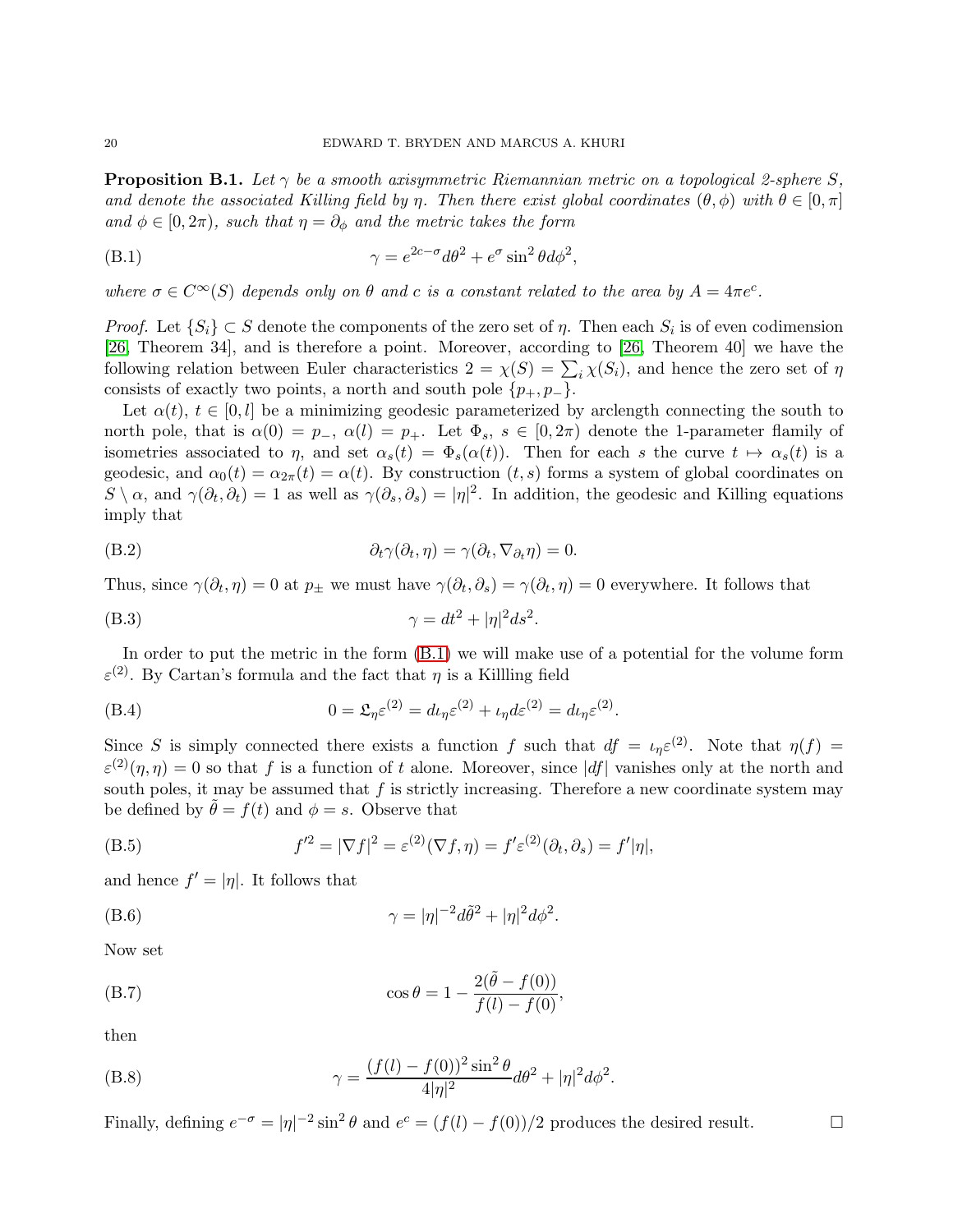**Proposition B.1.** *Let $\gamma$ be a smooth axisymmetric Riemannian metric on a topological 2-sphere $S$, and denote the associated Killing field by $\eta$. Then there exist global coordinates $(\theta, \phi)$ with $\theta \in [0, \pi]$ and $\phi \in [0, 2\pi)$, such that $\eta = \partial_\phi$ and the metric takes the form*

$$\gamma = e^{2c-\sigma} d\theta^2 + e^{\sigma} \sin^2 \theta d\phi^2, \tag{B.1}$$

*where $\sigma \in C^\infty(S)$ depends only on $\theta$ and $c$ is a constant related to the area by $A = 4\pi e^c$.*

*Proof.* Let $\{S_i\} \subset S$ denote the components of the zero set of $\eta$. Then each $S_i$ is of even codimension [26, Theorem 34], and is therefore a point. Moreover, according to [26, Theorem 40] we have the following relation between Euler characteristics $2 = \chi(S) = \sum_i \chi(S_i)$, and hence the zero set of $\eta$ consists of exactly two points, a north and south pole $\{p_+, p_-\}$.

Let $\alpha(t)$, $t \in [0, l]$ be a minimizing geodesic parameterized by arclength connecting the south to north pole, that is $\alpha(0) = p_-$, $\alpha(l) = p_+$. Let $\Phi_s$, $s \in [0, 2\pi)$ denote the 1-parameter flamily of isometries associated to $\eta$, and set $\alpha_s(t) = \Phi_s(\alpha(t))$. Then for each $s$ the curve $t \mapsto \alpha_s(t)$ is a geodesic, and $\alpha_0(t) = \alpha_{2\pi}(t) = \alpha(t)$. By construction $(t, s)$ forms a system of global coordinates on $S \setminus \alpha$, and $\gamma(\partial_t, \partial_t) = 1$ as well as $\gamma(\partial_s, \partial_s) = |\eta|^2$. In addition, the geodesic and Killing equations imply that

$$\partial_t \gamma(\partial_t, \eta) = \gamma(\partial_t, \nabla_{\partial_t} \eta) = 0. \tag{B.2}$$

Thus, since $\gamma(\partial_t, \eta) = 0$ at $p_\pm$ we must have $\gamma(\partial_t, \partial_s) = \gamma(\partial_t, \eta) = 0$ everywhere. It follows that

$$\gamma = dt^2 + |\eta|^2 ds^2. \tag{B.3}$$

In order to put the metric in the form (B.1) we will make use of a potential for the volume form $\varepsilon^{(2)}$. By Cartan's formula and the fact that $\eta$ is a Killling field

$$0 = \mathfrak{L}_\eta \varepsilon^{(2)} = d\iota_\eta \varepsilon^{(2)} + \iota_\eta d\varepsilon^{(2)} = d\iota_\eta \varepsilon^{(2)}. \tag{B.4}$$

Since $S$ is simply connected there exists a function $f$ such that $df = \iota_\eta \varepsilon^{(2)}$. Note that $\eta(f) = \varepsilon^{(2)}(\eta, \eta) = 0$ so that $f$ is a function of $t$ alone. Moreover, since $|df|$ vanishes only at the north and south poles, it may be assumed that $f$ is strictly increasing. Therefore a new coordinate system may be defined by $\tilde{\theta} = f(t)$ and $\phi = s$. Observe that

$$f'^2 = |\nabla f|^2 = \varepsilon^{(2)}(\nabla f, \eta) = f' \varepsilon^{(2)}(\partial_t, \partial_s) = f'|\eta|, \tag{B.5}$$

and hence $f' = |\eta|$. It follows that

$$\gamma = |\eta|^{-2} d\tilde{\theta}^2 + |\eta|^2 d\phi^2. \tag{B.6}$$

Now set

$$\cos\theta = 1 - \frac{2(\tilde{\theta} - f(0))}{f(l) - f(0)}, \tag{B.7}$$

then

$$\gamma = \frac{(f(l) - f(0))^2 \sin^2 \theta}{4|\eta|^2} d\theta^2 + |\eta|^2 d\phi^2. \tag{B.8}$$

Finally, defining $e^{-\sigma} = |\eta|^{-2} \sin^2 \theta$ and $e^c = (f(l) - f(0))/2$ produces the desired result. $\square$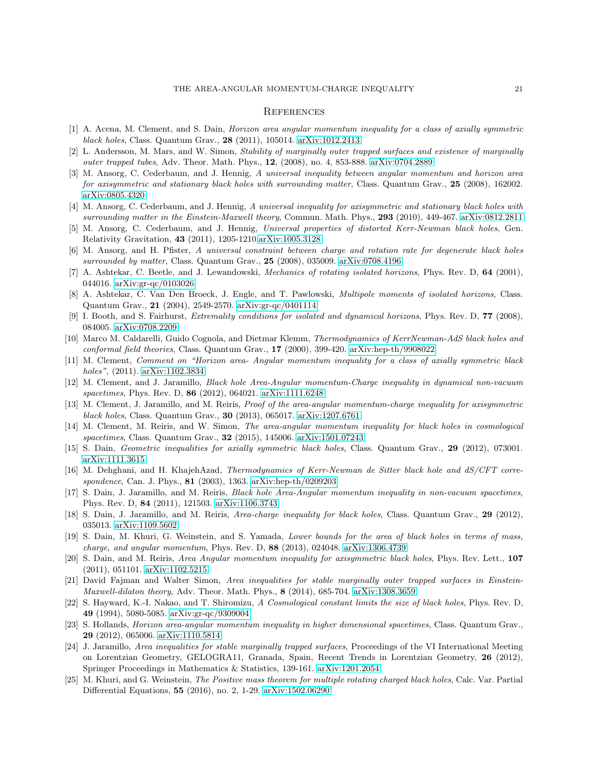## References

[1] A. Acena, M. Clement, and S. Dain, *Horizon area angular momentum inequality for a class of axially symmetric black holes*, Class. Quantum Grav., **28** (2011), 105014. arXiv:1012.2413

[2] L. Andersson, M. Mars, and W. Simon, *Stability of marginally outer trapped surfaces and existence of marginally outer trapped tubes*, Adv. Theor. Math. Phys., **12**, (2008), no. 4, 853-888. arXiv:0704.2889

[3] M. Ansorg, C. Cederbaum, and J. Hennig, *A universal inequality between angular momentum and horizon area for axisymmetric and stationary black holes with surrounding matter*, Class. Quantum Grav., **25** (2008), 162002. arXiv:0805.4320

[4] M. Ansorg, C. Cederbaum, and J. Hennig, *A universal inequality for axisymmetric and stationary black holes with surrounding matter in the Einstein-Maxwell theory*, Commun. Math. Phys., **293** (2010), 449-467. arXiv:0812.2811

[5] M. Ansorg, C. Cederbaum, and J. Hennig, *Universal properties of distorted Kerr-Newman black holes*, Gen. Relativity Gravitation, **43** (2011), 1205-1210 arXiv:1005.3128

[6] M. Ansorg, and H. Pfister, *A universal constraint between charge and rotation rate for degenerate black holes surrounded by matter*, Class. Quantum Grav., **25** (2008), 035009. arXiv:0708.4196

[7] A. Ashtekar, C. Beetle, and J. Lewandowski, *Mechanics of rotating isolated horizons*, Phys. Rev. D, **64** (2001), 044016. arXiv:gr-qc/0103026

[8] A. Ashtekar, C. Van Den Broeck, J. Engle, and T. Pawlowski, *Multipole moments of isolated horizons*, Class. Quantum Grav., **21** (2004), 2549-2570. arXiv:gr-qc/0401114

[9] I. Booth, and S. Fairhurst, *Extremality conditions for isolated and dynamical horizons*, Phys. Rev. D, **77** (2008), 084005. arXiv:0708.2209

[10] Marco M. Caldarelli, Guido Cognola, and Dietmar Klemm, *Thermodynamics of KerrNewman-AdS black holes and conformal field theories*, Class. Quantum Grav., **17** (2000), 399-420. arXiv:hep-th/9908022

[11] M. Clement, *Comment on "Horizon area- Angular momentum inequality for a class of axially symmetric black holes"*, (2011). arXiv:1102.3834

[12] M. Clement, and J. Jaramillo, *Black hole Area-Angular momentum-Charge inequality in dynamical non-vacuum spacetimes*, Phys. Rev. D, **86** (2012), 064021. arXiv:1111.6248

[13] M. Clement, J. Jaramillo, and M. Reiris, *Proof of the area-angular momentum-charge inequality for axisymmetric black holes*, Class. Quantum Grav., **30** (2013), 065017. arXiv:1207.6761

[14] M. Clement, M. Reiris, and W. Simon, *The area-angular momentum inequality for black holes in cosmological spacetimes*, Class. Quantum Grav., **32** (2015), 145006. arXiv:1501.07243

[15] S. Dain, *Geometric inequalities for axially symmetric black holes*, Class. Quantum Grav., **29** (2012), 073001. arXiv:1111.3615

[16] M. Dehghani, and H. KhajehAzad, *Thermodynamics of Kerr-Newman de Sitter black hole and dS/CFT correspondence*, Can. J. Phys., **81** (2003), 1363. arXiv:hep-th/0209203

[17] S. Dain, J. Jaramillo, and M. Reiris, *Black hole Area-Angular momentum inequality in non-vacuum spacetimes*, Phys. Rev. D, **84** (2011), 121503. arXiv:1106.3743

[18] S. Dain, J. Jaramillo, and M. Reiris, *Area-charge inequality for black holes*, Class. Quantum Grav., **29** (2012), 035013. arXiv:1109.5602

[19] S. Dain, M. Khuri, G. Weinstein, and S. Yamada, *Lower bounds for the area of black holes in terms of mass, charge, and angular momentum*, Phys. Rev. D, **88** (2013), 024048. arXiv:1306.4739

[20] S. Dain, and M. Reiris, *Area Angular momentum inequality for axisymmetric black holes*, Phys. Rev. Lett., **107** (2011), 051101. arXiv:1102.5215

[21] David Fajman and Walter Simon, *Area inequalities for stable marginally outer trapped surfaces in Einstein-Maxwell-dilaton theory*, Adv. Theor. Math. Phys., **8** (2014), 685-704. arXiv:1308.3659

[22] S. Hayward, K.-I. Nakao, and T. Shiromizu, *A Cosmological constant limits the size of black holes*, Phys. Rev. D, **49** (1994), 5080-5085. arXiv:gr-qc/9309004

[23] S. Hollands, *Horizon area-angular momentum inequality in higher dimensional spacetimes*, Class. Quantum Grav., **29** (2012), 065006. arXiv:1110.5814

[24] J. Jaramillo, *Area inequalities for stable marginally trapped surfaces*, Proceedings of the VI International Meeting on Lorentzian Geometry, GELOGRA11, Granada, Spain, Recent Trends in Lorentzian Geometry, **26** (2012), Springer Proceedings in Mathematics & Statistics, 139-161. arXiv:1201.2054

[25] M. Khuri, and G. Weinstein, *The Positive mass theorem for multiple rotating charged black holes*, Calc. Var. Partial Differential Equations, **55** (2016), no. 2, 1-29. arXiv:1502.06290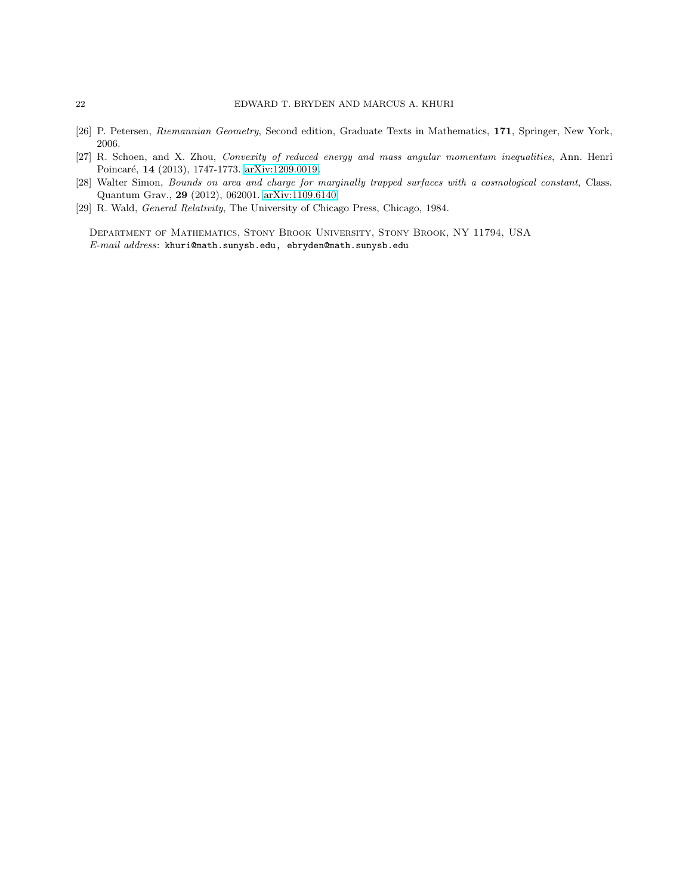[26] P. Petersen, *Riemannian Geometry*, Second edition, Graduate Texts in Mathematics, **171**, Springer, New York, 2006.

[27] R. Schoen, and X. Zhou, *Convexity of reduced energy and mass angular momentum inequalities*, Ann. Henri Poincaré, **14** (2013), 1747-1773. arXiv:1209.0019.

[28] Walter Simon, *Bounds on area and charge for marginally trapped surfaces with a cosmological constant*, Class. Quantum Grav., **29** (2012), 062001. arXiv:1109.6140.

[29] R. Wald, *General Relativity*, The University of Chicago Press, Chicago, 1984.

Department of Mathematics, Stony Brook University, Stony Brook, NY 11794, USA
*E-mail address*: khuri@math.sunysb.edu, ebryden@math.sunysb.edu